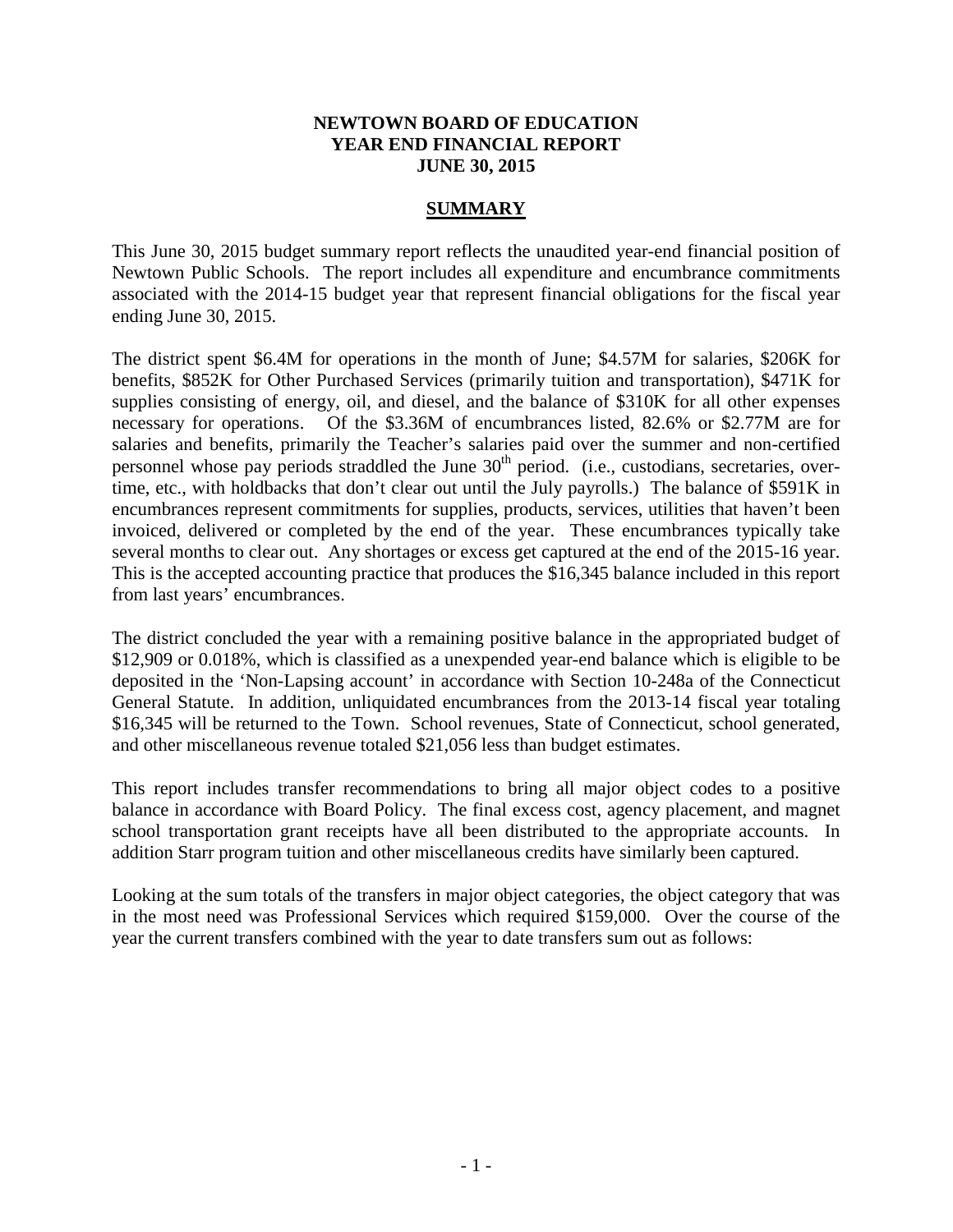# NEWTOWN BOARD OF EDUCATION
# YEAR END FINANCIAL REPORT
# JUNE 30, 2015

## SUMMARY

This June 30, 2015 budget summary report reflects the unaudited year-end financial position of Newtown Public Schools. The report includes all expenditure and encumbrance commitments associated with the 2014-15 budget year that represent financial obligations for the fiscal year ending June 30, 2015.

The district spent \$6.4M for operations in the month of June; \$4.57M for salaries, \$206K for benefits, \$852K for Other Purchased Services (primarily tuition and transportation), \$471K for supplies consisting of energy, oil, and diesel, and the balance of \$310K for all other expenses necessary for operations. Of the \$3.36M of encumbrances listed, 82.6% or \$2.77M are for salaries and benefits, primarily the Teacher's salaries paid over the summer and non-certified personnel whose pay periods straddled the June 30th period. (i.e., custodians, secretaries, over-time, etc., with holdbacks that don't clear out until the July payrolls.) The balance of \$591K in encumbrances represent commitments for supplies, products, services, utilities that haven't been invoiced, delivered or completed by the end of the year. These encumbrances typically take several months to clear out. Any shortages or excess get captured at the end of the 2015-16 year. This is the accepted accounting practice that produces the \$16,345 balance included in this report from last years' encumbrances.

The district concluded the year with a remaining positive balance in the appropriated budget of \$12,909 or 0.018%, which is classified as a unexpended year-end balance which is eligible to be deposited in the 'Non-Lapsing account' in accordance with Section 10-248a of the Connecticut General Statute. In addition, unliquidated encumbrances from the 2013-14 fiscal year totaling \$16,345 will be returned to the Town. School revenues, State of Connecticut, school generated, and other miscellaneous revenue totaled \$21,056 less than budget estimates.

This report includes transfer recommendations to bring all major object codes to a positive balance in accordance with Board Policy. The final excess cost, agency placement, and magnet school transportation grant receipts have all been distributed to the appropriate accounts. In addition Starr program tuition and other miscellaneous credits have similarly been captured.

Looking at the sum totals of the transfers in major object categories, the object category that was in the most need was Professional Services which required \$159,000. Over the course of the year the current transfers combined with the year to date transfers sum out as follows: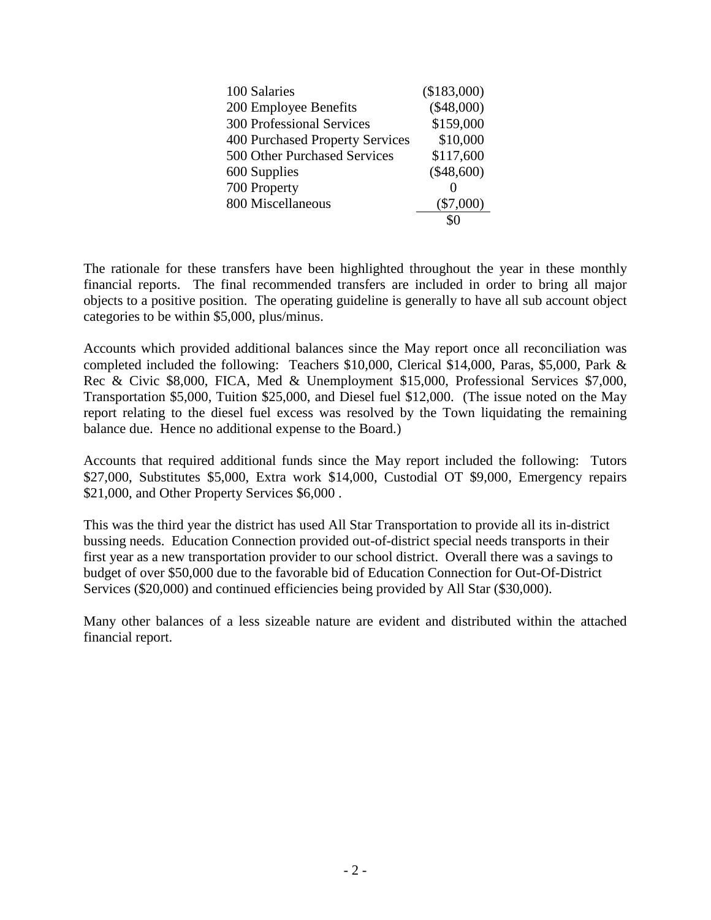| | |
|---|---|
| 100 Salaries | ($183,000) |
| 200 Employee Benefits | ($48,000) |
| 300 Professional Services | $159,000 |
| 400 Purchased Property Services | $10,000 |
| 500 Other Purchased Services | $117,600 |
| 600 Supplies | ($48,600) |
| 700 Property | 0 |
| 800 Miscellaneous | ($7,000) |
| | $0 |

The rationale for these transfers have been highlighted throughout the year in these monthly financial reports. The final recommended transfers are included in order to bring all major objects to a positive position. The operating guideline is generally to have all sub account object categories to be within $5,000, plus/minus.

Accounts which provided additional balances since the May report once all reconciliation was completed included the following: Teachers $10,000, Clerical $14,000, Paras, $5,000, Park & Rec & Civic $8,000, FICA, Med & Unemployment $15,000, Professional Services $7,000, Transportation $5,000, Tuition $25,000, and Diesel fuel $12,000. (The issue noted on the May report relating to the diesel fuel excess was resolved by the Town liquidating the remaining balance due. Hence no additional expense to the Board.)

Accounts that required additional funds since the May report included the following: Tutors $27,000, Substitutes $5,000, Extra work $14,000, Custodial OT $9,000, Emergency repairs $21,000, and Other Property Services $6,000 .

This was the third year the district has used All Star Transportation to provide all its in-district bussing needs. Education Connection provided out-of-district special needs transports in their first year as a new transportation provider to our school district. Overall there was a savings to budget of over $50,000 due to the favorable bid of Education Connection for Out-Of-District Services ($20,000) and continued efficiencies being provided by All Star ($30,000).

Many other balances of a less sizeable nature are evident and distributed within the attached financial report.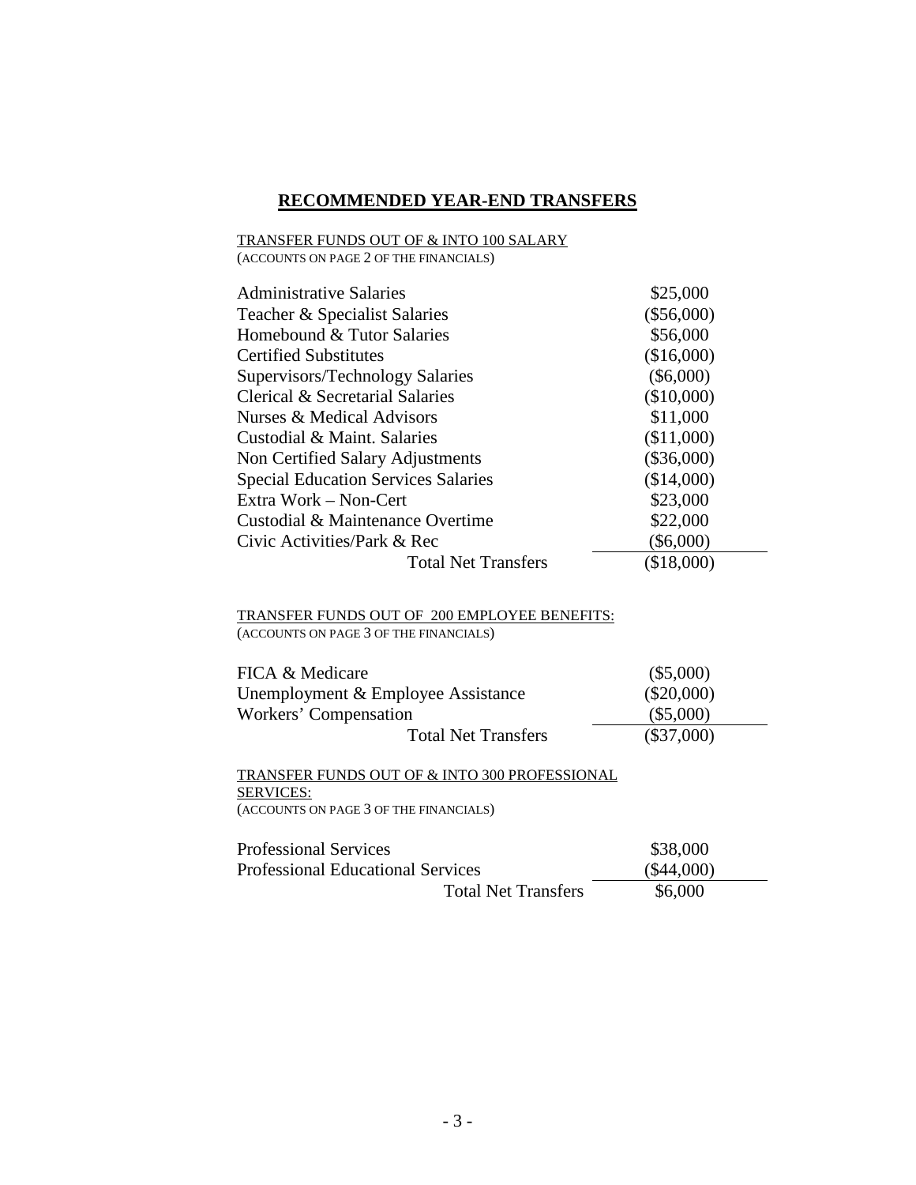# RECOMMENDED YEAR-END TRANSFERS

TRANSFER FUNDS OUT OF & INTO 100 SALARY
(ACCOUNTS ON PAGE 2 OF THE FINANCIALS)

| | |
|---|---|
| Administrative Salaries | $25,000 |
| Teacher & Specialist Salaries | ($56,000) |
| Homebound & Tutor Salaries | $56,000 |
| Certified Substitutes | ($16,000) |
| Supervisors/Technology Salaries | ($6,000) |
| Clerical & Secretarial Salaries | ($10,000) |
| Nurses & Medical Advisors | $11,000 |
| Custodial & Maint. Salaries | ($11,000) |
| Non Certified Salary Adjustments | ($36,000) |
| Special Education Services Salaries | ($14,000) |
| Extra Work – Non-Cert | $23,000 |
| Custodial & Maintenance Overtime | $22,000 |
| Civic Activities/Park & Rec | ($6,000) |
| Total Net Transfers | ($18,000) |

TRANSFER FUNDS OUT OF 200 EMPLOYEE BENEFITS:
(ACCOUNTS ON PAGE 3 OF THE FINANCIALS)

| | |
|---|---|
| FICA & Medicare | ($5,000) |
| Unemployment & Employee Assistance | ($20,000) |
| Workers' Compensation | ($5,000) |
| Total Net Transfers | ($37,000) |

TRANSFER FUNDS OUT OF & INTO 300 PROFESSIONAL SERVICES:
(ACCOUNTS ON PAGE 3 OF THE FINANCIALS)

| | |
|---|---|
| Professional Services | $38,000 |
| Professional Educational Services | ($44,000) |
| Total Net Transfers | $6,000 |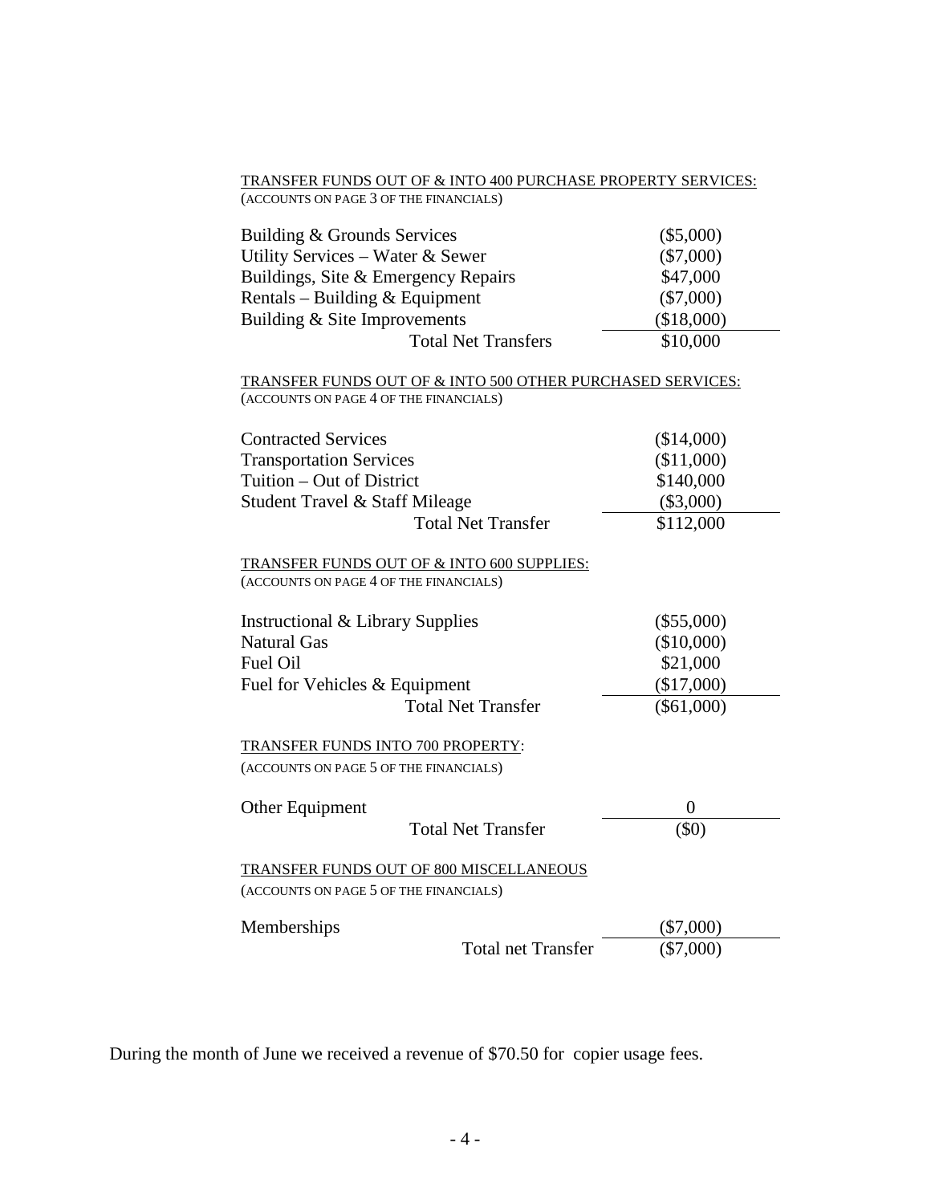<u>TRANSFER FUNDS OUT OF & INTO 400 PURCHASE PROPERTY SERVICES:</u>
(ACCOUNTS ON PAGE 3 OF THE FINANCIALS)

| | |
|---|---|
| Building & Grounds Services | ($5,000) |
| Utility Services – Water & Sewer | ($7,000) |
| Buildings, Site & Emergency Repairs | $47,000 |
| Rentals – Building & Equipment | ($7,000) |
| Building & Site Improvements | ($18,000) |
| Total Net Transfers | $10,000 |

<u>TRANSFER FUNDS OUT OF & INTO 500 OTHER PURCHASED SERVICES:</u>
(ACCOUNTS ON PAGE 4 OF THE FINANCIALS)

| | |
|---|---|
| Contracted Services | ($14,000) |
| Transportation Services | ($11,000) |
| Tuition – Out of District | $140,000 |
| Student Travel & Staff Mileage | ($3,000) |
| Total Net Transfer | $112,000 |

<u>TRANSFER FUNDS OUT OF & INTO 600 SUPPLIES:</u>
(ACCOUNTS ON PAGE 4 OF THE FINANCIALS)

| | |
|---|---|
| Instructional & Library Supplies | ($55,000) |
| Natural Gas | ($10,000) |
| Fuel Oil | $21,000 |
| Fuel for Vehicles & Equipment | ($17,000) |
| Total Net Transfer | ($61,000) |

<u>TRANSFER FUNDS INTO 700 PROPERTY</u>:
(ACCOUNTS ON PAGE 5 OF THE FINANCIALS)

| | |
|---|---|
| Other Equipment | 0 |
| Total Net Transfer | ($0) |

<u>TRANSFER FUNDS OUT OF 800 MISCELLANEOUS</u>
(ACCOUNTS ON PAGE 5 OF THE FINANCIALS)

| | |
|---|---|
| Memberships | ($7,000) |
| Total net Transfer | ($7,000) |

During the month of June we received a revenue of $70.50 for copier usage fees.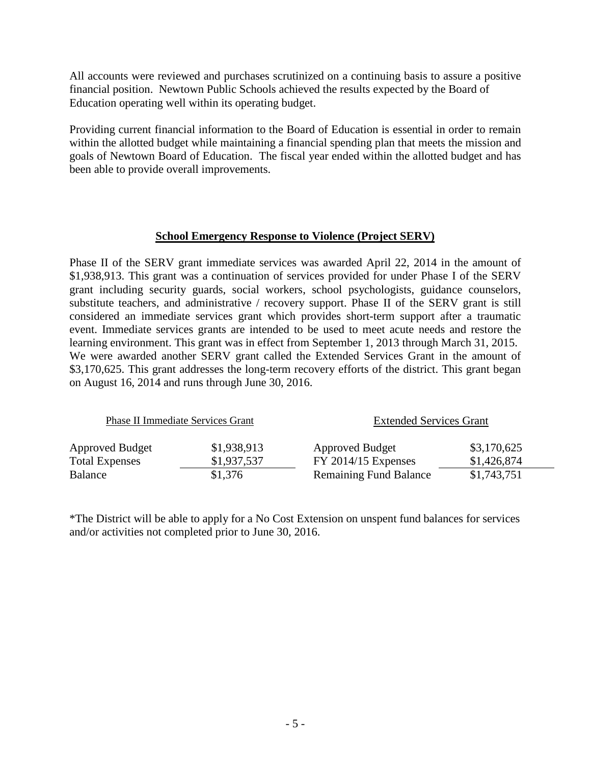All accounts were reviewed and purchases scrutinized on a continuing basis to assure a positive financial position. Newtown Public Schools achieved the results expected by the Board of Education operating well within its operating budget.

Providing current financial information to the Board of Education is essential in order to remain within the allotted budget while maintaining a financial spending plan that meets the mission and goals of Newtown Board of Education. The fiscal year ended within the allotted budget and has been able to provide overall improvements.

## School Emergency Response to Violence (Project SERV)

Phase II of the SERV grant immediate services was awarded April 22, 2014 in the amount of $1,938,913. This grant was a continuation of services provided for under Phase I of the SERV grant including security guards, social workers, school psychologists, guidance counselors, substitute teachers, and administrative / recovery support. Phase II of the SERV grant is still considered an immediate services grant which provides short-term support after a traumatic event. Immediate services grants are intended to be used to meet acute needs and restore the learning environment. This grant was in effect from September 1, 2013 through March 31, 2015. We were awarded another SERV grant called the Extended Services Grant in the amount of $3,170,625. This grant addresses the long-term recovery efforts of the district. This grant began on August 16, 2014 and runs through June 30, 2016.

| Phase II Immediate Services Grant | | Extended Services Grant | |
|---|---|---|---|
| Approved Budget | $1,938,913 | Approved Budget | $3,170,625 |
| Total Expenses | $1,937,537 | FY 2014/15 Expenses | $1,426,874 |
| Balance | $1,376 | Remaining Fund Balance | $1,743,751 |

*The District will be able to apply for a No Cost Extension on unspent fund balances for services and/or activities not completed prior to June 30, 2016.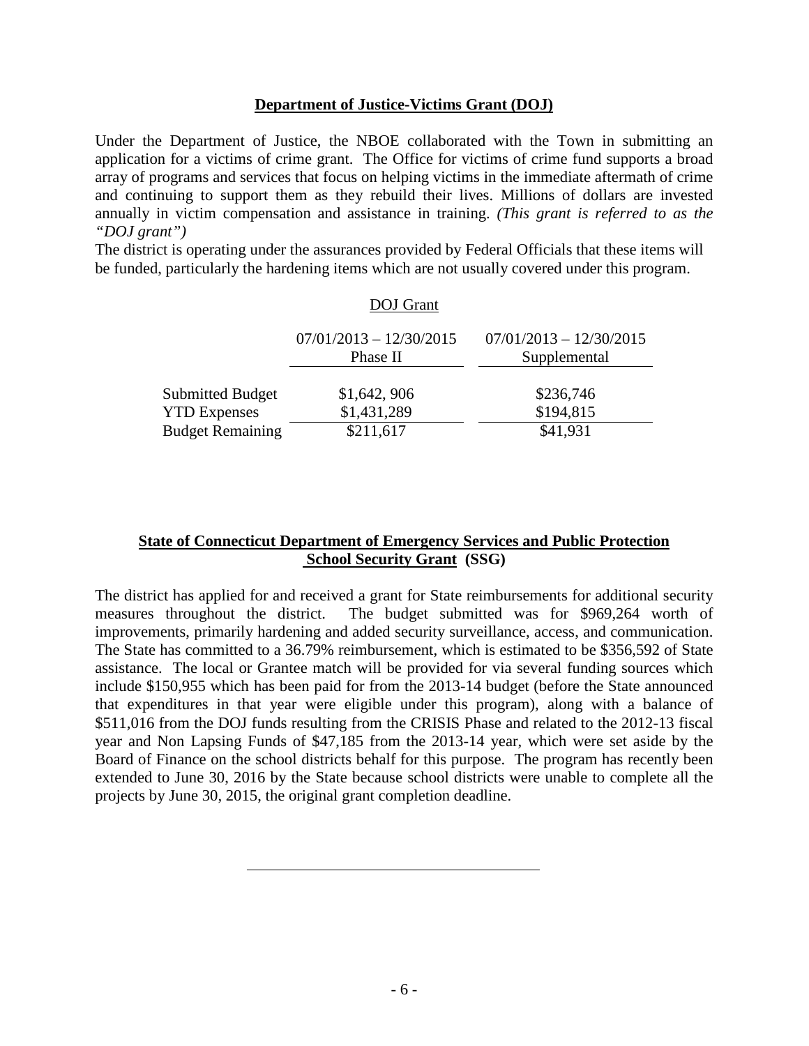## **Department of Justice-Victims Grant (DOJ)**

Under the Department of Justice, the NBOE collaborated with the Town in submitting an application for a victims of crime grant. The Office for victims of crime fund supports a broad array of programs and services that focus on helping victims in the immediate aftermath of crime and continuing to support them as they rebuild their lives. Millions of dollars are invested annually in victim compensation and assistance in training. *(This grant is referred to as the "DOJ grant")*

The district is operating under the assurances provided by Federal Officials that these items will be funded, particularly the hardening items which are not usually covered under this program.

DOJ Grant

| | 07/01/2013 – 12/30/2015 Phase II | 07/01/2013 – 12/30/2015 Supplemental |
|---|---|---|
| Submitted Budget | $1,642, 906 | $236,746 |
| YTD Expenses | $1,431,289 | $194,815 |
| Budget Remaining | $211,617 | $41,931 |

## **State of Connecticut Department of Emergency Services and Public Protection School Security Grant (SSG)**

The district has applied for and received a grant for State reimbursements for additional security measures throughout the district. The budget submitted was for $969,264 worth of improvements, primarily hardening and added security surveillance, access, and communication. The State has committed to a 36.79% reimbursement, which is estimated to be $356,592 of State assistance. The local or Grantee match will be provided for via several funding sources which include $150,955 which has been paid for from the 2013-14 budget (before the State announced that expenditures in that year were eligible under this program), along with a balance of $511,016 from the DOJ funds resulting from the CRISIS Phase and related to the 2012-13 fiscal year and Non Lapsing Funds of $47,185 from the 2013-14 year, which were set aside by the Board of Finance on the school districts behalf for this purpose. The program has recently been extended to June 30, 2016 by the State because school districts were unable to complete all the projects by June 30, 2015, the original grant completion deadline.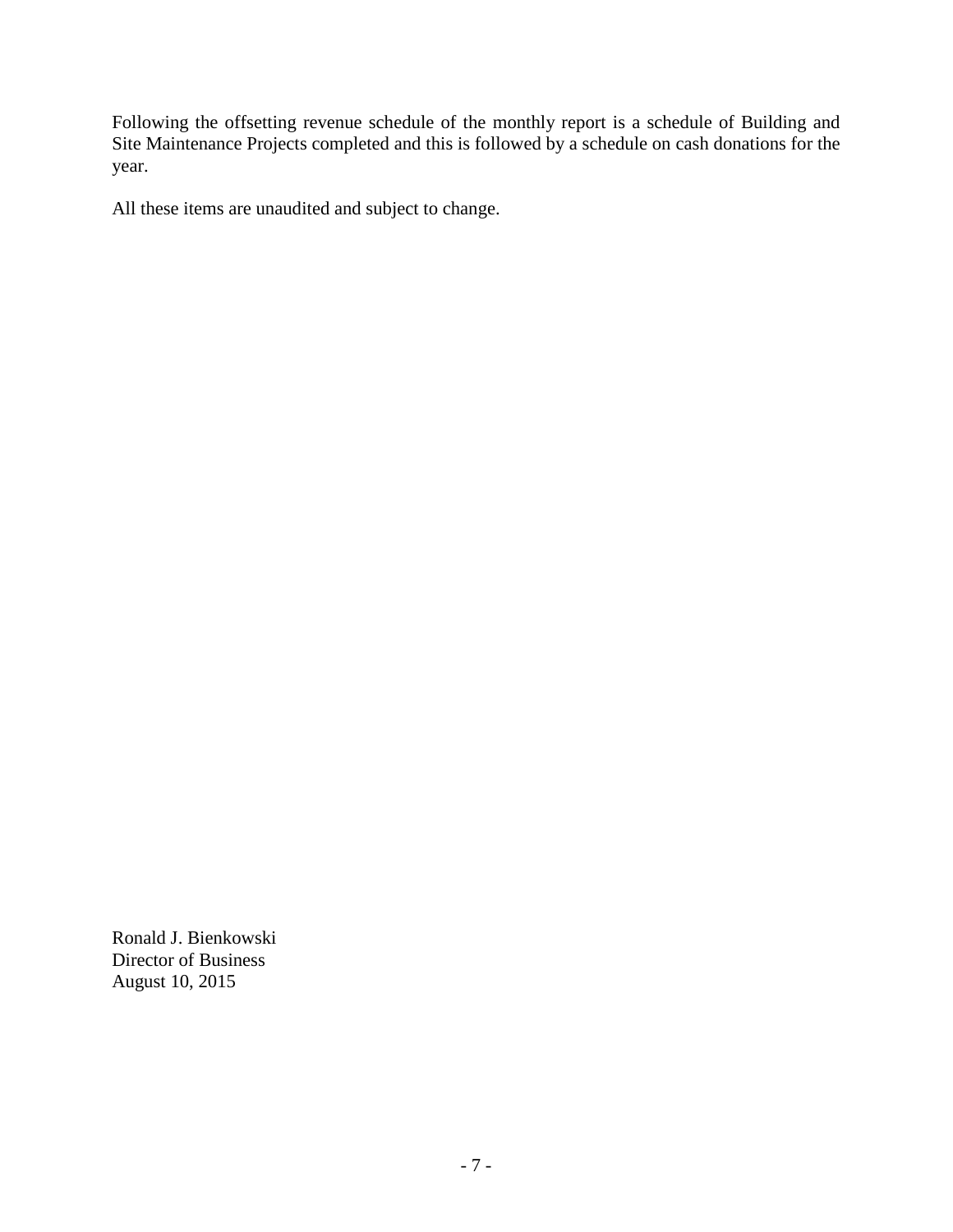Following the offsetting revenue schedule of the monthly report is a schedule of Building and Site Maintenance Projects completed and this is followed by a schedule on cash donations for the year.

All these items are unaudited and subject to change.

Ronald J. Bienkowski
Director of Business
August 10, 2015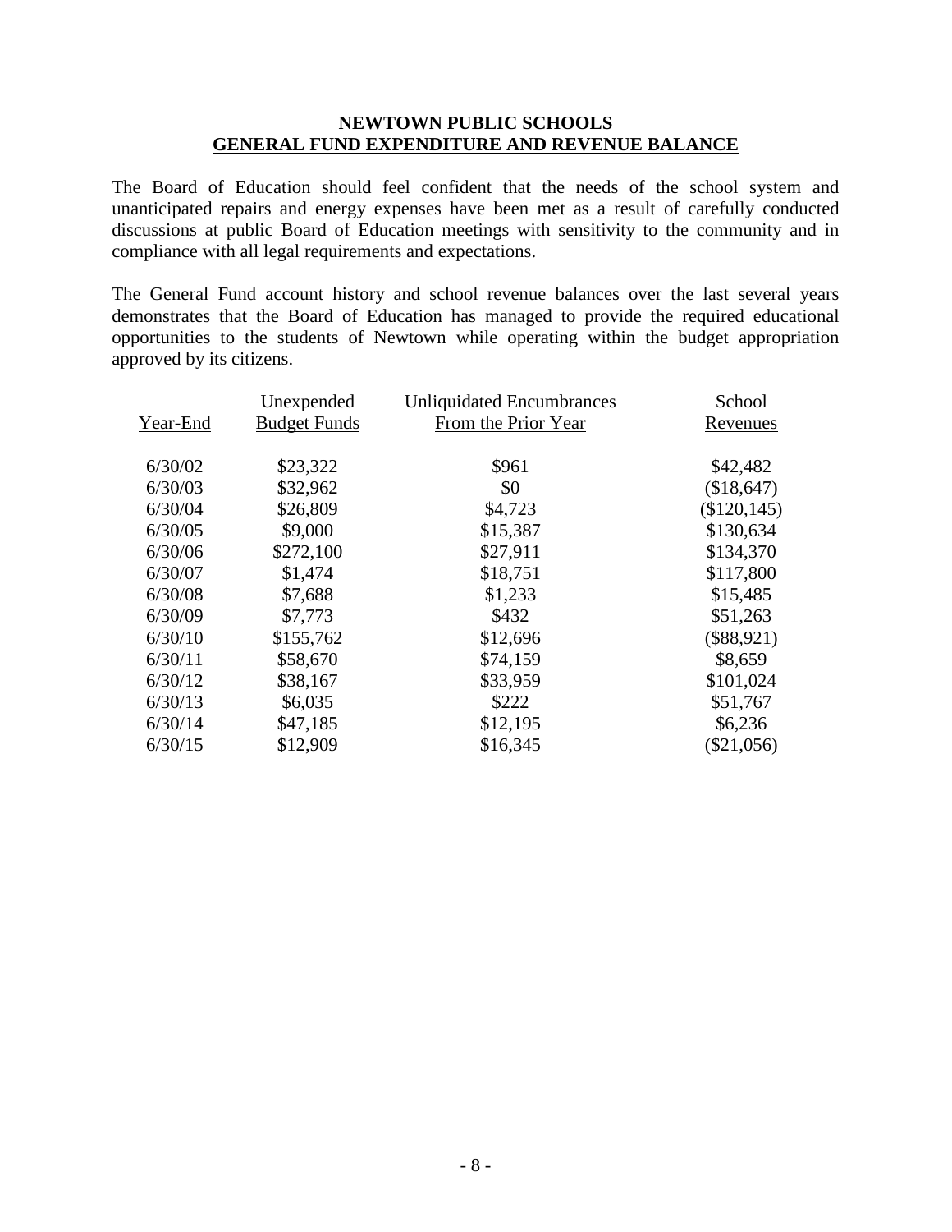## NEWTOWN PUBLIC SCHOOLS
## GENERAL FUND EXPENDITURE AND REVENUE BALANCE

The Board of Education should feel confident that the needs of the school system and unanticipated repairs and energy expenses have been met as a result of carefully conducted discussions at public Board of Education meetings with sensitivity to the community and in compliance with all legal requirements and expectations.

The General Fund account history and school revenue balances over the last several years demonstrates that the Board of Education has managed to provide the required educational opportunities to the students of Newtown while operating within the budget appropriation approved by its citizens.

| Year-End | Unexpended Budget Funds | Unliquidated Encumbrances From the Prior Year | School Revenues |
|---|---|---|---|
| 6/30/02 | $23,322 | $961 | $42,482 |
| 6/30/03 | $32,962 | $0 | ($18,647) |
| 6/30/04 | $26,809 | $4,723 | ($120,145) |
| 6/30/05 | $9,000 | $15,387 | $130,634 |
| 6/30/06 | $272,100 | $27,911 | $134,370 |
| 6/30/07 | $1,474 | $18,751 | $117,800 |
| 6/30/08 | $7,688 | $1,233 | $15,485 |
| 6/30/09 | $7,773 | $432 | $51,263 |
| 6/30/10 | $155,762 | $12,696 | ($88,921) |
| 6/30/11 | $58,670 | $74,159 | $8,659 |
| 6/30/12 | $38,167 | $33,959 | $101,024 |
| 6/30/13 | $6,035 | $222 | $51,767 |
| 6/30/14 | $47,185 | $12,195 | $6,236 |
| 6/30/15 | $12,909 | $16,345 | ($21,056) |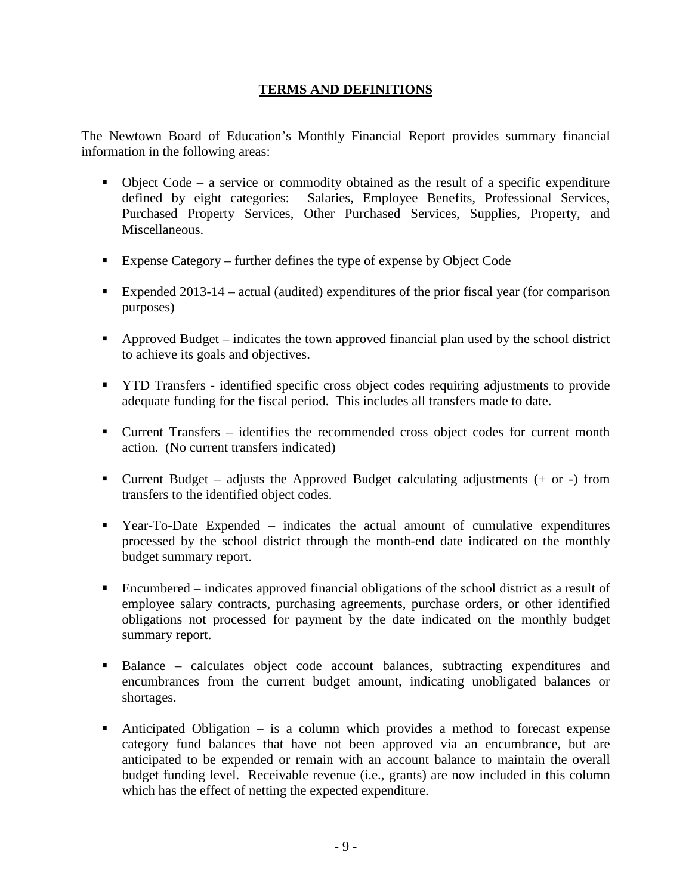# TERMS AND DEFINITIONS

The Newtown Board of Education's Monthly Financial Report provides summary financial information in the following areas:

- Object Code – a service or commodity obtained as the result of a specific expenditure defined by eight categories: Salaries, Employee Benefits, Professional Services, Purchased Property Services, Other Purchased Services, Supplies, Property, and Miscellaneous.
- Expense Category – further defines the type of expense by Object Code
- Expended 2013-14 – actual (audited) expenditures of the prior fiscal year (for comparison purposes)
- Approved Budget – indicates the town approved financial plan used by the school district to achieve its goals and objectives.
- YTD Transfers - identified specific cross object codes requiring adjustments to provide adequate funding for the fiscal period. This includes all transfers made to date.
- Current Transfers – identifies the recommended cross object codes for current month action. (No current transfers indicated)
- Current Budget – adjusts the Approved Budget calculating adjustments (+ or -) from transfers to the identified object codes.
- Year-To-Date Expended – indicates the actual amount of cumulative expenditures processed by the school district through the month-end date indicated on the monthly budget summary report.
- Encumbered – indicates approved financial obligations of the school district as a result of employee salary contracts, purchasing agreements, purchase orders, or other identified obligations not processed for payment by the date indicated on the monthly budget summary report.
- Balance – calculates object code account balances, subtracting expenditures and encumbrances from the current budget amount, indicating unobligated balances or shortages.
- Anticipated Obligation – is a column which provides a method to forecast expense category fund balances that have not been approved via an encumbrance, but are anticipated to be expended or remain with an account balance to maintain the overall budget funding level. Receivable revenue (i.e., grants) are now included in this column which has the effect of netting the expected expenditure.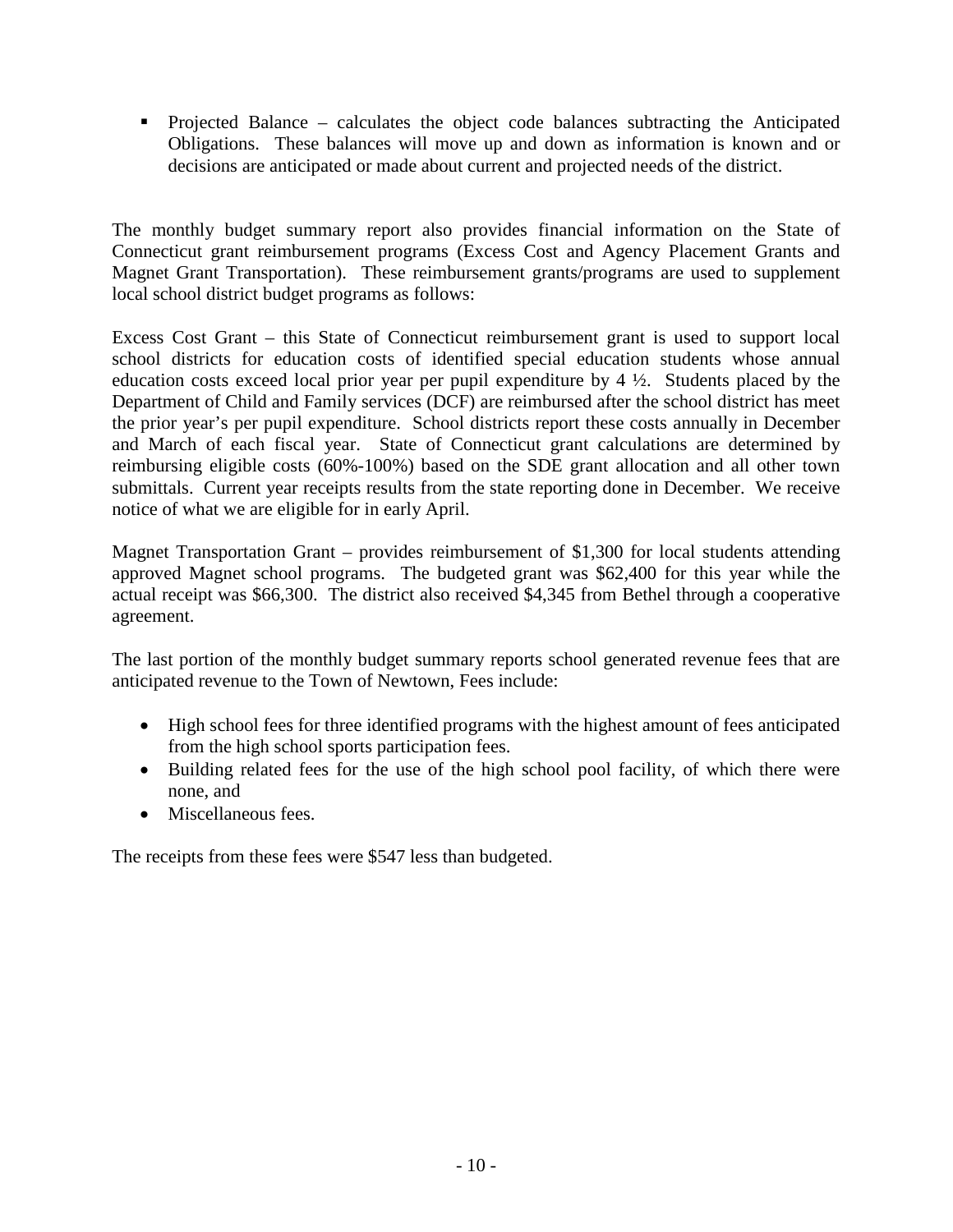- Projected Balance – calculates the object code balances subtracting the Anticipated Obligations. These balances will move up and down as information is known and or decisions are anticipated or made about current and projected needs of the district.

The monthly budget summary report also provides financial information on the State of Connecticut grant reimbursement programs (Excess Cost and Agency Placement Grants and Magnet Grant Transportation). These reimbursement grants/programs are used to supplement local school district budget programs as follows:

Excess Cost Grant – this State of Connecticut reimbursement grant is used to support local school districts for education costs of identified special education students whose annual education costs exceed local prior year per pupil expenditure by 4 ½. Students placed by the Department of Child and Family services (DCF) are reimbursed after the school district has meet the prior year's per pupil expenditure. School districts report these costs annually in December and March of each fiscal year. State of Connecticut grant calculations are determined by reimbursing eligible costs (60%-100%) based on the SDE grant allocation and all other town submittals. Current year receipts results from the state reporting done in December. We receive notice of what we are eligible for in early April.

Magnet Transportation Grant – provides reimbursement of $1,300 for local students attending approved Magnet school programs. The budgeted grant was $62,400 for this year while the actual receipt was $66,300. The district also received $4,345 from Bethel through a cooperative agreement.

The last portion of the monthly budget summary reports school generated revenue fees that are anticipated revenue to the Town of Newtown, Fees include:

- High school fees for three identified programs with the highest amount of fees anticipated from the high school sports participation fees.
- Building related fees for the use of the high school pool facility, of which there were none, and
- Miscellaneous fees.

The receipts from these fees were $547 less than budgeted.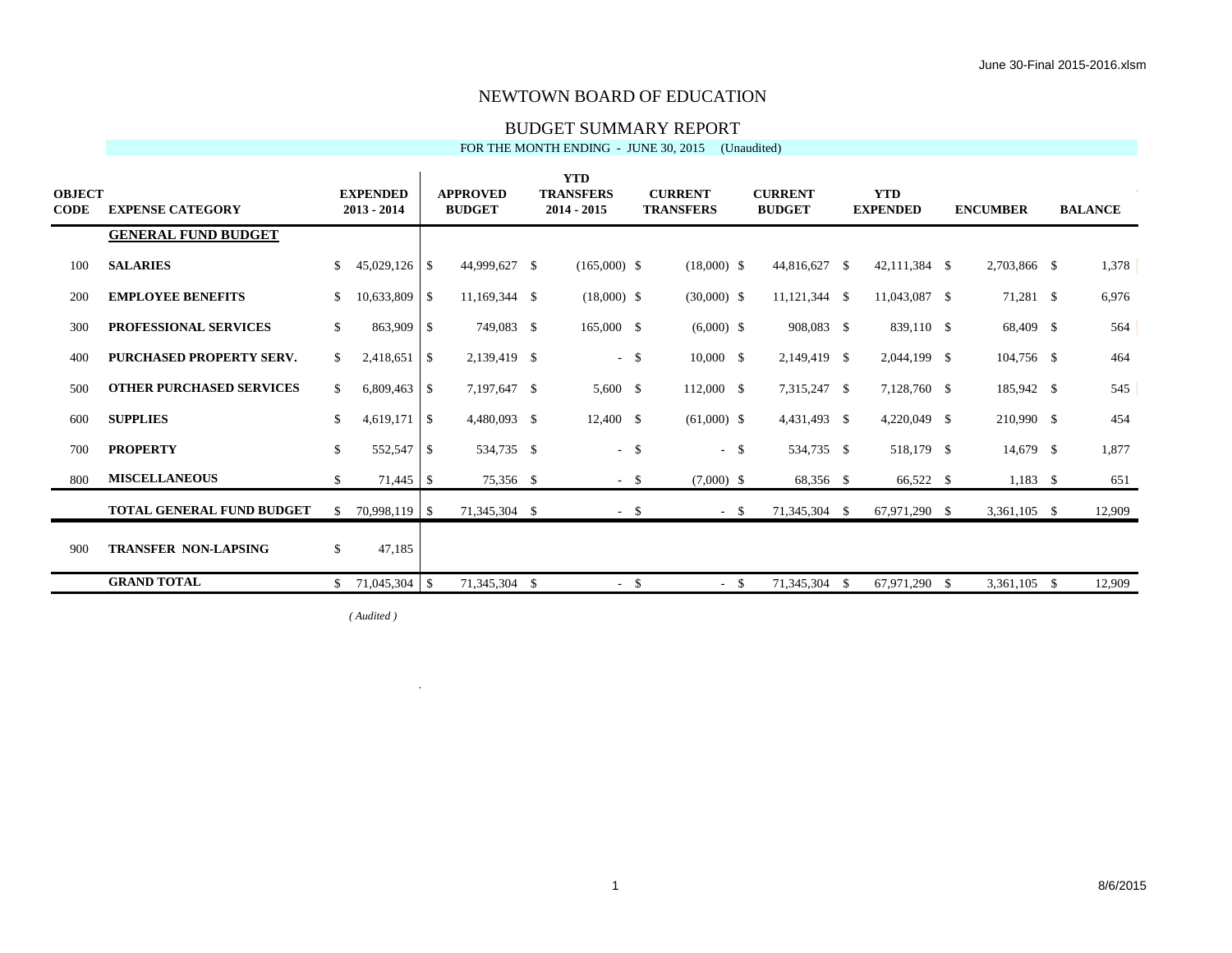# NEWTOWN BOARD OF EDUCATION

## BUDGET SUMMARY REPORT

FOR THE MONTH ENDING - JUNE 30, 2015 (Unaudited)

| OBJECT CODE | EXPENSE CATEGORY | EXPENDED 2013 - 2014 | APPROVED BUDGET | YTD TRANSFERS 2014 - 2015 | CURRENT TRANSFERS | CURRENT BUDGET | YTD EXPENDED | ENCUMBER | BALANCE |
|---|---|---|---|---|---|---|---|---|---|
| | **GENERAL FUND BUDGET** | | | | | | | | |
| 100 | **SALARIES** | $ 45,029,126 | $ 44,999,627 | $ (165,000) | $ (18,000) | $ 44,816,627 | $ 42,111,384 | $ 2,703,866 | $ 1,378 |
| 200 | **EMPLOYEE BENEFITS** | $ 10,633,809 | $ 11,169,344 | $ (18,000) | $ (30,000) | $ 11,121,344 | $ 11,043,087 | $ 71,281 | $ 6,976 |
| 300 | **PROFESSIONAL SERVICES** | $ 863,909 | $ 749,083 | $ 165,000 | $ (6,000) | $ 908,083 | $ 839,110 | $ 68,409 | $ 564 |
| 400 | **PURCHASED PROPERTY SERV.** | $ 2,418,651 | $ 2,139,419 | $ - | $ 10,000 | $ 2,149,419 | $ 2,044,199 | $ 104,756 | $ 464 |
| 500 | **OTHER PURCHASED SERVICES** | $ 6,809,463 | $ 7,197,647 | $ 5,600 | $ 112,000 | $ 7,315,247 | $ 7,128,760 | $ 185,942 | $ 545 |
| 600 | **SUPPLIES** | $ 4,619,171 | $ 4,480,093 | $ 12,400 | $ (61,000) | $ 4,431,493 | $ 4,220,049 | $ 210,990 | $ 454 |
| 700 | **PROPERTY** | $ 552,547 | $ 534,735 | $ - | $ - | $ 534,735 | $ 518,179 | $ 14,679 | $ 1,877 |
| 800 | **MISCELLANEOUS** | $ 71,445 | $ 75,356 | $ - | $ (7,000) | $ 68,356 | $ 66,522 | $ 1,183 | $ 651 |
| | **TOTAL GENERAL FUND BUDGET** | $ 70,998,119 | $ 71,345,304 | $ - | $ - | $ 71,345,304 | $ 67,971,290 | $ 3,361,105 | $ 12,909 |
| 900 | **TRANSFER NON-LAPSING** | $ 47,185 | | | | | | | |
| | **GRAND TOTAL** | $ 71,045,304 | $ 71,345,304 | $ - | $ - | $ 71,345,304 | $ 67,971,290 | $ 3,361,105 | $ 12,909 |

*( Audited )*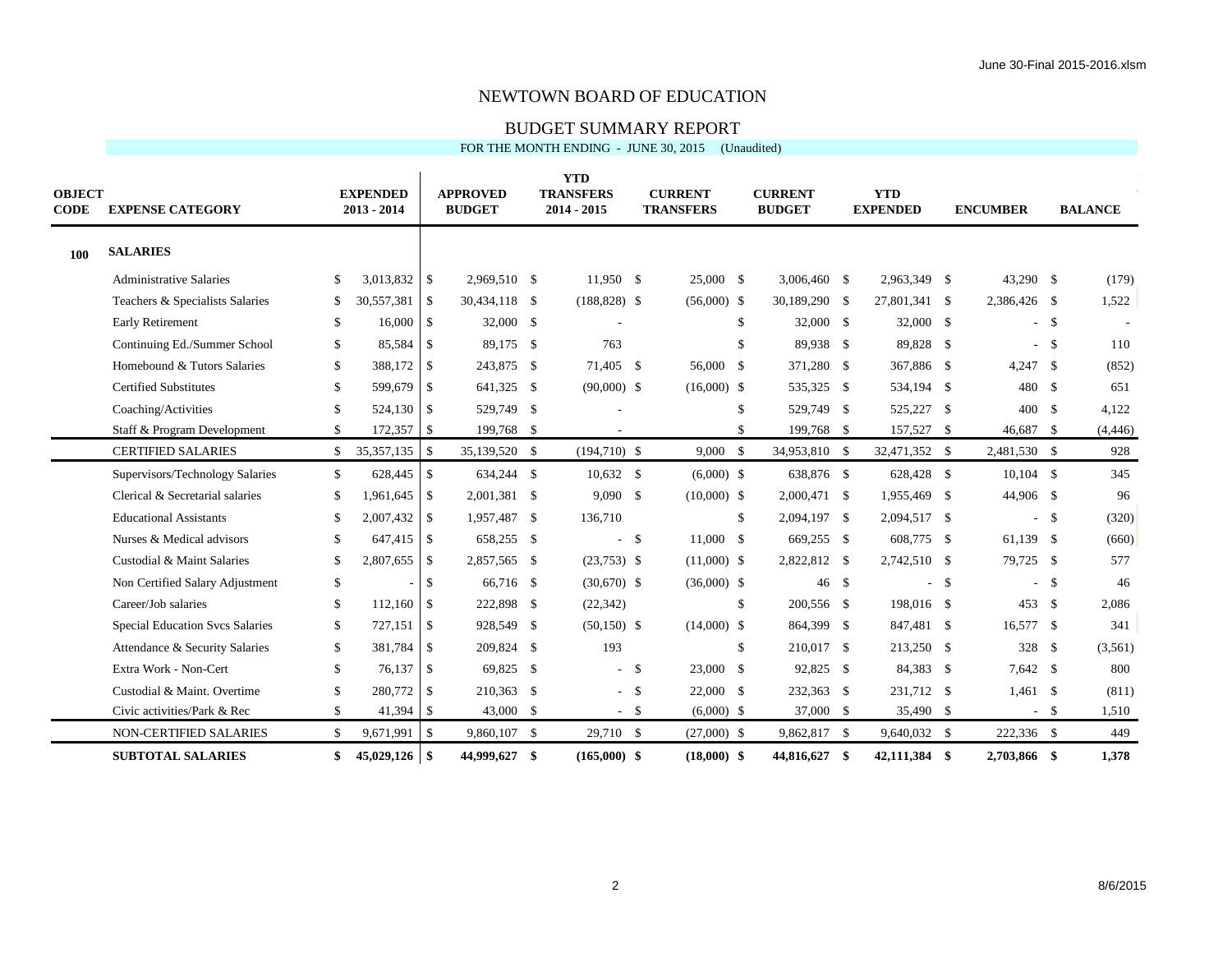# NEWTOWN BOARD OF EDUCATION

## BUDGET SUMMARY REPORT

FOR THE MONTH ENDING - JUNE 30, 2015 (Unaudited)

| OBJECT CODE | EXPENSE CATEGORY | EXPENDED 2013 - 2014 | APPROVED BUDGET | YTD TRANSFERS 2014 - 2015 | CURRENT TRANSFERS | CURRENT BUDGET | YTD EXPENDED | ENCUMBER | BALANCE |
|---|---|---|---|---|---|---|---|---|---|
| **100** | **SALARIES** | | | | | | | | |
| | Administrative Salaries | $ 3,013,832 | $ 2,969,510 | $ 11,950 | $ 25,000 | $ 3,006,460 | $ 2,963,349 | $ 43,290 | $ (179) |
| | Teachers & Specialists Salaries | $ 30,557,381 | $ 30,434,118 | $ (188,828) | $ (56,000) | $ 30,189,290 | $ 27,801,341 | $ 2,386,426 | $ 1,522 |
| | Early Retirement | $ 16,000 | $ 32,000 | $ - | | $ 32,000 | $ 32,000 | $ - | $ - |
| | Continuing Ed./Summer School | $ 85,584 | $ 89,175 | $ 763 | | $ 89,938 | $ 89,828 | $ - | $ 110 |
| | Homebound & Tutors Salaries | $ 388,172 | $ 243,875 | $ 71,405 | $ 56,000 | $ 371,280 | $ 367,886 | $ 4,247 | $ (852) |
| | Certified Substitutes | $ 599,679 | $ 641,325 | $ (90,000) | $ (16,000) | $ 535,325 | $ 534,194 | $ 480 | $ 651 |
| | Coaching/Activities | $ 524,130 | $ 529,749 | $ - | | $ 529,749 | $ 525,227 | $ 400 | $ 4,122 |
| | Staff & Program Development | $ 172,357 | $ 199,768 | $ - | | $ 199,768 | $ 157,527 | $ 46,687 | $ (4,446) |
| | CERTIFIED SALARIES | $ 35,357,135 | $ 35,139,520 | $ (194,710) | $ 9,000 | $ 34,953,810 | $ 32,471,352 | $ 2,481,530 | $ 928 |
| | Supervisors/Technology Salaries | $ 628,445 | $ 634,244 | $ 10,632 | $ (6,000) | $ 638,876 | $ 628,428 | $ 10,104 | $ 345 |
| | Clerical & Secretarial salaries | $ 1,961,645 | $ 2,001,381 | $ 9,090 | $ (10,000) | $ 2,000,471 | $ 1,955,469 | $ 44,906 | $ 96 |
| | Educational Assistants | $ 2,007,432 | $ 1,957,487 | $ 136,710 | | $ 2,094,197 | $ 2,094,517 | $ - | $ (320) |
| | Nurses & Medical advisors | $ 647,415 | $ 658,255 | $ - | $ 11,000 | $ 669,255 | $ 608,775 | $ 61,139 | $ (660) |
| | Custodial & Maint Salaries | $ 2,807,655 | $ 2,857,565 | $ (23,753) | $ (11,000) | $ 2,822,812 | $ 2,742,510 | $ 79,725 | $ 577 |
| | Non Certified Salary Adjustment | $ - | $ 66,716 | $ (30,670) | $ (36,000) | $ 46 | $ - | $ - | $ 46 |
| | Career/Job salaries | $ 112,160 | $ 222,898 | $ (22,342) | | $ 200,556 | $ 198,016 | $ 453 | $ 2,086 |
| | Special Education Svcs Salaries | $ 727,151 | $ 928,549 | $ (50,150) | $ (14,000) | $ 864,399 | $ 847,481 | $ 16,577 | $ 341 |
| | Attendance & Security Salaries | $ 381,784 | $ 209,824 | $ 193 | | $ 210,017 | $ 213,250 | $ 328 | $ (3,561) |
| | Extra Work - Non-Cert | $ 76,137 | $ 69,825 | $ - | $ 23,000 | $ 92,825 | $ 84,383 | $ 7,642 | $ 800 |
| | Custodial & Maint. Overtime | $ 280,772 | $ 210,363 | $ - | $ 22,000 | $ 232,363 | $ 231,712 | $ 1,461 | $ (811) |
| | Civic activities/Park & Rec | $ 41,394 | $ 43,000 | $ - | $ (6,000) | $ 37,000 | $ 35,490 | $ - | $ 1,510 |
| | NON-CERTIFIED SALARIES | $ 9,671,991 | $ 9,860,107 | $ 29,710 | $ (27,000) | $ 9,862,817 | $ 9,640,032 | $ 222,336 | $ 449 |
| | **SUBTOTAL SALARIES** | **$ 45,029,126** | **$ 44,999,627** | **$ (165,000)** | **$ (18,000)** | **$ 44,816,627** | **$ 42,111,384** | **$ 2,703,866** | **$ 1,378** |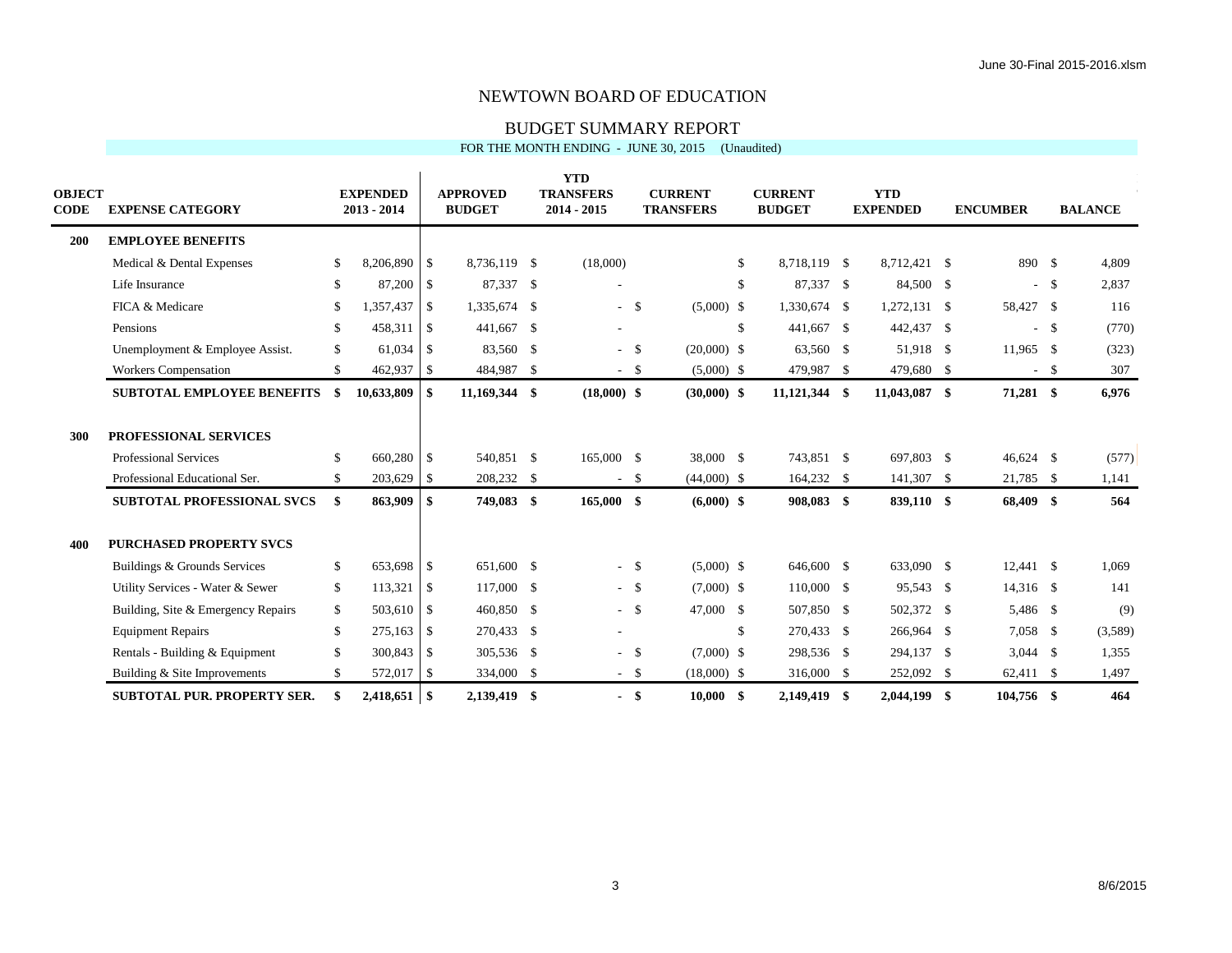# NEWTOWN BOARD OF EDUCATION

## BUDGET SUMMARY REPORT

FOR THE MONTH ENDING - JUNE 30, 2015 (Unaudited)

| OBJECT CODE | EXPENSE CATEGORY | EXPENDED 2013 - 2014 | APPROVED BUDGET | YTD TRANSFERS 2014 - 2015 | CURRENT TRANSFERS | CURRENT BUDGET | YTD EXPENDED | ENCUMBER | BALANCE |
|---|---|---|---|---|---|---|---|---|---|
| **200** | **EMPLOYEE BENEFITS** | | | | | | | | |
| | Medical & Dental Expenses | $ 8,206,890 | $ 8,736,119 | $ (18,000) | | $ 8,718,119 | $ 8,712,421 | $ 890 | $ 4,809 |
| | Life Insurance | $ 87,200 | $ 87,337 | $ - | | $ 87,337 | $ 84,500 | $ - | $ 2,837 |
| | FICA & Medicare | $ 1,357,437 | $ 1,335,674 | $ - | $ (5,000) | $ 1,330,674 | $ 1,272,131 | $ 58,427 | $ 116 |
| | Pensions | $ 458,311 | $ 441,667 | $ - | | $ 441,667 | $ 442,437 | $ - | $ (770) |
| | Unemployment & Employee Assist. | $ 61,034 | $ 83,560 | $ - | $ (20,000) | $ 63,560 | $ 51,918 | $ 11,965 | $ (323) |
| | Workers Compensation | $ 462,937 | $ 484,987 | $ - | $ (5,000) | $ 479,987 | $ 479,680 | $ - | $ 307 |
| | **SUBTOTAL EMPLOYEE BENEFITS** | **$ 10,633,809** | **$ 11,169,344** | **$ (18,000)** | **$ (30,000)** | **$ 11,121,344** | **$ 11,043,087** | **$ 71,281** | **$ 6,976** |
| **300** | **PROFESSIONAL SERVICES** | | | | | | | | |
| | Professional Services | $ 660,280 | $ 540,851 | $ 165,000 | $ 38,000 | $ 743,851 | $ 697,803 | $ 46,624 | $ (577) |
| | Professional Educational Ser. | $ 203,629 | $ 208,232 | $ - | $ (44,000) | $ 164,232 | $ 141,307 | $ 21,785 | $ 1,141 |
| | **SUBTOTAL PROFESSIONAL SVCS** | **$ 863,909** | **$ 749,083** | **$ 165,000** | **$ (6,000)** | **$ 908,083** | **$ 839,110** | **$ 68,409** | **$ 564** |
| **400** | **PURCHASED PROPERTY SVCS** | | | | | | | | |
| | Buildings & Grounds Services | $ 653,698 | $ 651,600 | $ - | $ (5,000) | $ 646,600 | $ 633,090 | $ 12,441 | $ 1,069 |
| | Utility Services - Water & Sewer | $ 113,321 | $ 117,000 | $ - | $ (7,000) | $ 110,000 | $ 95,543 | $ 14,316 | $ 141 |
| | Building, Site & Emergency Repairs | $ 503,610 | $ 460,850 | $ - | $ 47,000 | $ 507,850 | $ 502,372 | $ 5,486 | $ (9) |
| | Equipment Repairs | $ 275,163 | $ 270,433 | $ - | | $ 270,433 | $ 266,964 | $ 7,058 | $ (3,589) |
| | Rentals - Building & Equipment | $ 300,843 | $ 305,536 | $ - | $ (7,000) | $ 298,536 | $ 294,137 | $ 3,044 | $ 1,355 |
| | Building & Site Improvements | $ 572,017 | $ 334,000 | $ - | $ (18,000) | $ 316,000 | $ 252,092 | $ 62,411 | $ 1,497 |
| | **SUBTOTAL PUR. PROPERTY SER.** | **$ 2,418,651** | **$ 2,139,419** | **$ -** | **$ 10,000** | **$ 2,149,419** | **$ 2,044,199** | **$ 104,756** | **$ 464** |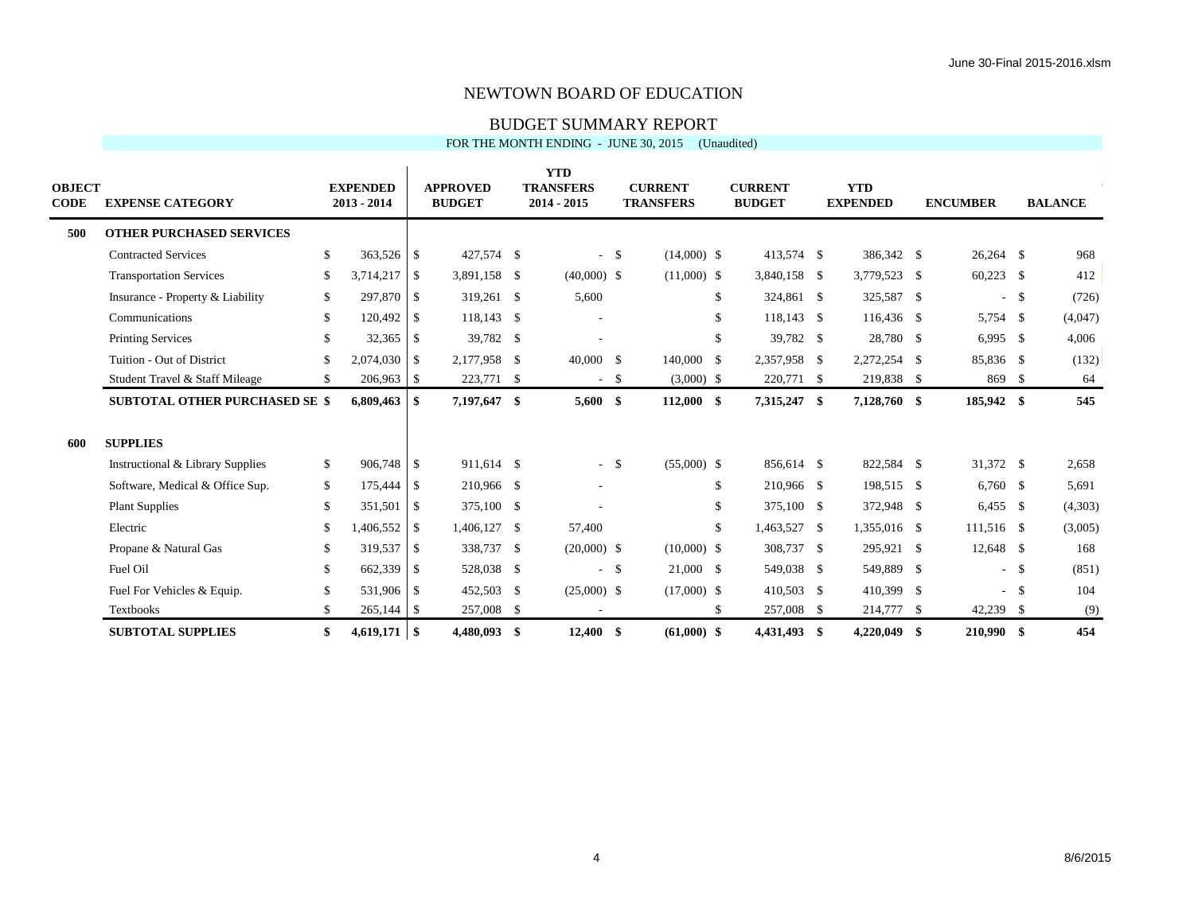# NEWTOWN BOARD OF EDUCATION

## BUDGET SUMMARY REPORT

FOR THE MONTH ENDING - JUNE 30, 2015 (Unaudited)

| OBJECT CODE | EXPENSE CATEGORY | EXPENDED 2013 - 2014 | APPROVED BUDGET | YTD TRANSFERS 2014 - 2015 | CURRENT TRANSFERS | CURRENT BUDGET | YTD EXPENDED | ENCUMBER | BALANCE |
|---|---|---|---|---|---|---|---|---|---|
| 500 | **OTHER PURCHASED SERVICES** | | | | | | | | |
| | Contracted Services | $ 363,526 | $ 427,574 | $ - | $ (14,000) | $ 413,574 | $ 386,342 | $ 26,264 | $ 968 |
| | Transportation Services | $ 3,714,217 | $ 3,891,158 | $ (40,000) | $ (11,000) | $ 3,840,158 | $ 3,779,523 | $ 60,223 | $ 412 |
| | Insurance - Property & Liability | $ 297,870 | $ 319,261 | $ 5,600 | | $ 324,861 | $ 325,587 | $ - | $ (726) |
| | Communications | $ 120,492 | $ 118,143 | $ - | | $ 118,143 | $ 116,436 | $ 5,754 | $ (4,047) |
| | Printing Services | $ 32,365 | $ 39,782 | $ - | | $ 39,782 | $ 28,780 | $ 6,995 | $ 4,006 |
| | Tuition - Out of District | $ 2,074,030 | $ 2,177,958 | $ 40,000 | $ 140,000 | $ 2,357,958 | $ 2,272,254 | $ 85,836 | $ (132) |
| | Student Travel & Staff Mileage | $ 206,963 | $ 223,771 | $ - | $ (3,000) | $ 220,771 | $ 219,838 | $ 869 | $ 64 |
| | **SUBTOTAL OTHER PURCHASED SE** | **$ 6,809,463** | **$ 7,197,647** | **$ 5,600** | **$ 112,000** | **$ 7,315,247** | **$ 7,128,760** | **$ 185,942** | **$ 545** |
| 600 | **SUPPLIES** | | | | | | | | |
| | Instructional & Library Supplies | $ 906,748 | $ 911,614 | $ - | $ (55,000) | $ 856,614 | $ 822,584 | $ 31,372 | $ 2,658 |
| | Software, Medical & Office Sup. | $ 175,444 | $ 210,966 | $ - | | $ 210,966 | $ 198,515 | $ 6,760 | $ 5,691 |
| | Plant Supplies | $ 351,501 | $ 375,100 | $ - | | $ 375,100 | $ 372,948 | $ 6,455 | $ (4,303) |
| | Electric | $ 1,406,552 | $ 1,406,127 | $ 57,400 | | $ 1,463,527 | $ 1,355,016 | $ 111,516 | $ (3,005) |
| | Propane & Natural Gas | $ 319,537 | $ 338,737 | $ (20,000) | $ (10,000) | $ 308,737 | $ 295,921 | $ 12,648 | $ 168 |
| | Fuel Oil | $ 662,339 | $ 528,038 | $ - | $ 21,000 | $ 549,038 | $ 549,889 | $ - | $ (851) |
| | Fuel For Vehicles & Equip. | $ 531,906 | $ 452,503 | $ (25,000) | $ (17,000) | $ 410,503 | $ 410,399 | $ - | $ 104 |
| | Textbooks | $ 265,144 | $ 257,008 | $ - | | $ 257,008 | $ 214,777 | $ 42,239 | $ (9) |
| | **SUBTOTAL SUPPLIES** | **$ 4,619,171** | **$ 4,480,093** | **$ 12,400** | **$ (61,000)** | **$ 4,431,493** | **$ 4,220,049** | **$ 210,990** | **$ 454** |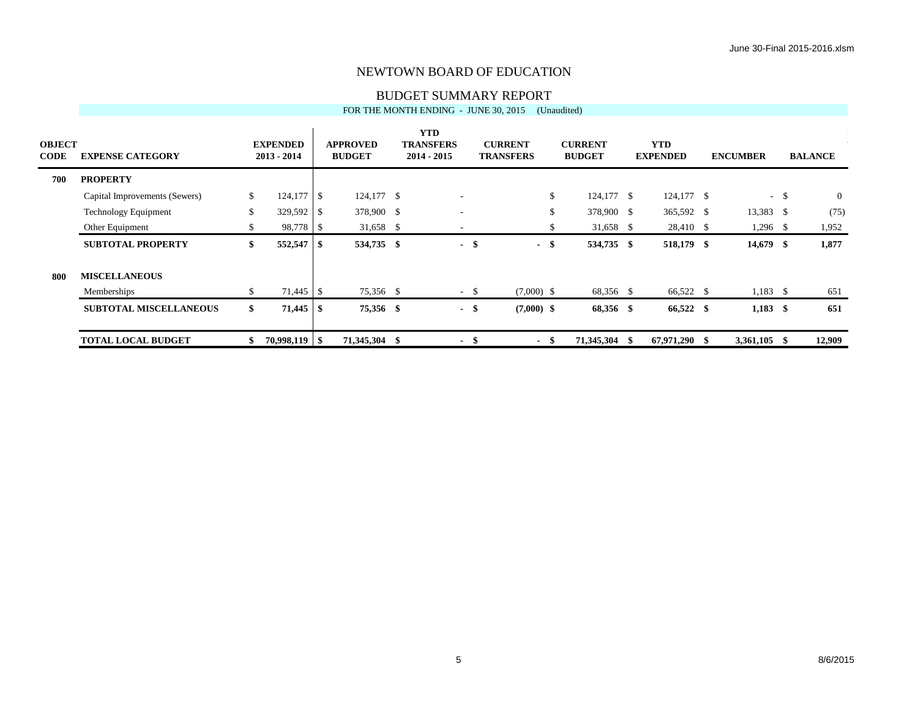# NEWTOWN BOARD OF EDUCATION

## BUDGET SUMMARY REPORT

FOR THE MONTH ENDING - JUNE 30, 2015 (Unaudited)

| OBJECT CODE | EXPENSE CATEGORY | EXPENDED 2013 - 2014 | APPROVED BUDGET | YTD TRANSFERS 2014 - 2015 | CURRENT TRANSFERS | CURRENT BUDGET | YTD EXPENDED | ENCUMBER | BALANCE |
|---|---|---|---|---|---|---|---|---|---|
| **700** | **PROPERTY** | | | | | | | | |
| | Capital Improvements (Sewers) | $ 124,177 | $ 124,177 | $ - | | $ 124,177 | $ 124,177 | $ - | $ 0 |
| | Technology Equipment | $ 329,592 | $ 378,900 | $ - | | $ 378,900 | $ 365,592 | $ 13,383 | $ (75) |
| | Other Equipment | $ 98,778 | $ 31,658 | $ - | | $ 31,658 | $ 28,410 | $ 1,296 | $ 1,952 |
| | **SUBTOTAL PROPERTY** | **$ 552,547** | **$ 534,735** | **$ -** | **$ -** | **$ 534,735** | **$ 518,179** | **$ 14,679** | **$ 1,877** |
| **800** | **MISCELLANEOUS** | | | | | | | | |
| | Memberships | $ 71,445 | $ 75,356 | $ - | $ (7,000) | $ 68,356 | $ 66,522 | $ 1,183 | $ 651 |
| | **SUBTOTAL MISCELLANEOUS** | **$ 71,445** | **$ 75,356** | **$ -** | **$ (7,000)** | **$ 68,356** | **$ 66,522** | **$ 1,183** | **$ 651** |
| | **TOTAL LOCAL BUDGET** | **$ 70,998,119** | **$ 71,345,304** | **$ -** | **$ -** | **$ 71,345,304** | **$ 67,971,290** | **$ 3,361,105** | **$ 12,909** |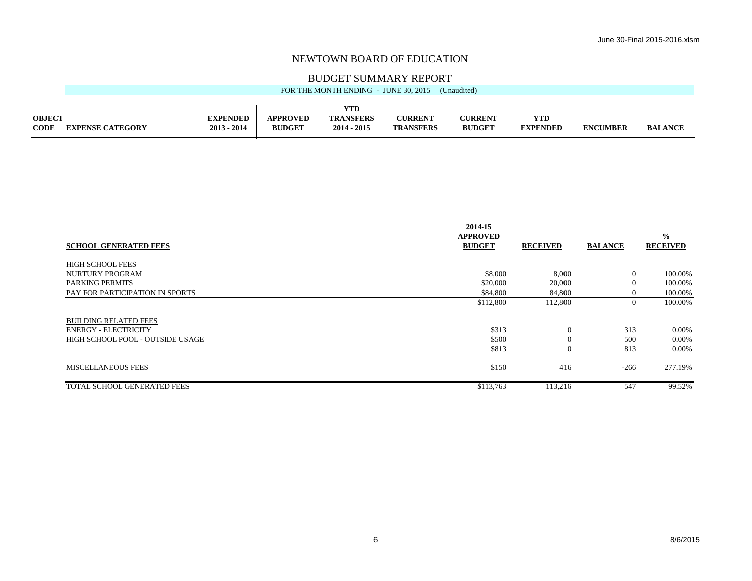# NEWTOWN BOARD OF EDUCATION

## BUDGET SUMMARY REPORT

FOR THE MONTH ENDING - JUNE 30, 2015 (Unaudited)

| OBJECT CODE | EXPENSE CATEGORY | EXPENDED 2013 - 2014 | APPROVED BUDGET | YTD TRANSFERS 2014 - 2015 | CURRENT TRANSFERS | CURRENT BUDGET | YTD EXPENDED | ENCUMBER | BALANCE |
|---|---|---|---|---|---|---|---|---|---|

| SCHOOL GENERATED FEES | 2014-15 APPROVED BUDGET | RECEIVED | BALANCE | % RECEIVED |
|---|---|---|---|---|
| HIGH SCHOOL FEES | | | | |
| NURTURY PROGRAM | $8,000 | 8,000 | 0 | 100.00% |
| PARKING PERMITS | $20,000 | 20,000 | 0 | 100.00% |
| PAY FOR PARTICIPATION IN SPORTS | $84,800 | 84,800 | 0 | 100.00% |
| | $112,800 | 112,800 | 0 | 100.00% |
| BUILDING RELATED FEES | | | | |
| ENERGY - ELECTRICITY | $313 | 0 | 313 | 0.00% |
| HIGH SCHOOL POOL - OUTSIDE USAGE | $500 | 0 | 500 | 0.00% |
| | $813 | 0 | 813 | 0.00% |
| MISCELLANEOUS FEES | $150 | 416 | -266 | 277.19% |
| TOTAL SCHOOL GENERATED FEES | $113,763 | 113,216 | 547 | 99.52% |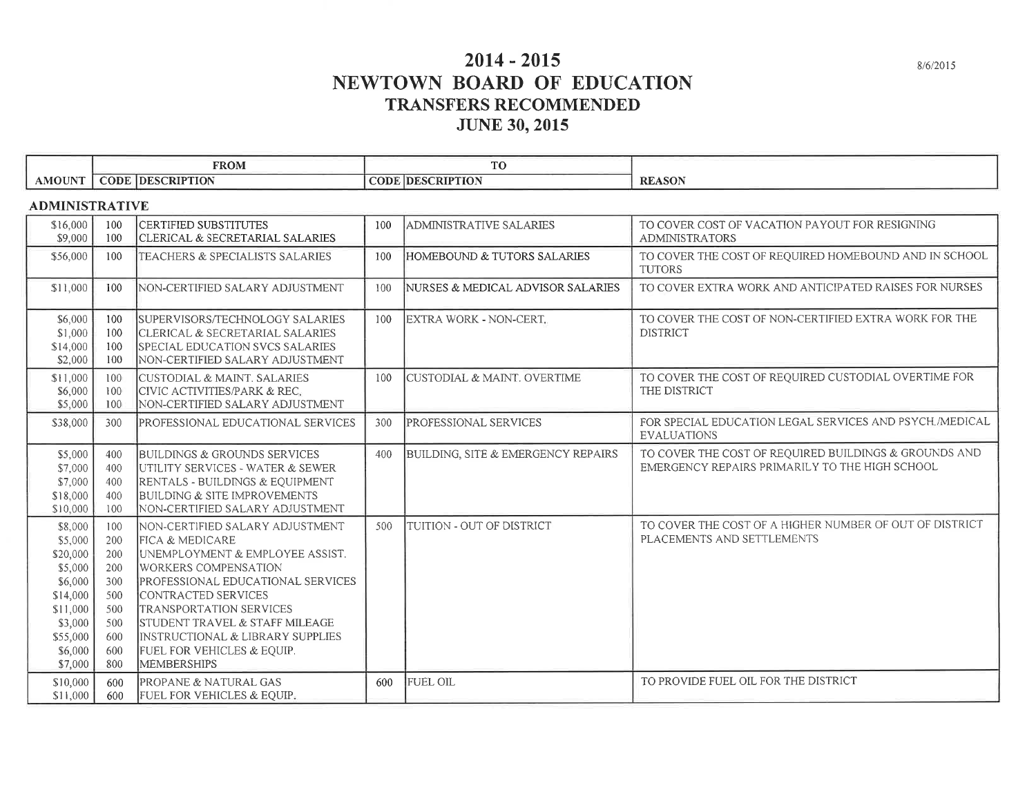# 2014 - 2015
# NEWTOWN BOARD OF EDUCATION
## TRANSFERS RECOMMENDED
## JUNE 30, 2015

8/6/2015

| | FROM | | TO | | |
|---|---|---|---|---|---|
| **AMOUNT** | **CODE** | **DESCRIPTION** | **CODE** | **DESCRIPTION** | **REASON** |
| **ADMINISTRATIVE** | | | | | |
| $16,000 | 100 | CERTIFIED SUBSTITUTES | 100 | ADMINISTRATIVE SALARIES | TO COVER COST OF VACATION PAYOUT FOR RESIGNING ADMINISTRATORS |
| $9,000 | 100 | CLERICAL & SECRETARIAL SALARIES | | | |
| $56,000 | 100 | TEACHERS & SPECIALISTS SALARIES | 100 | HOMEBOUND & TUTORS SALARIES | TO COVER THE COST OF REQUIRED HOMEBOUND AND IN SCHOOL TUTORS |
| $11,000 | 100 | NON-CERTIFIED SALARY ADJUSTMENT | 100 | NURSES & MEDICAL ADVISOR SALARIES | TO COVER EXTRA WORK AND ANTICIPATED RAISES FOR NURSES |
| $6,000 | 100 | SUPERVISORS/TECHNOLOGY SALARIES | 100 | EXTRA WORK - NON-CERT. | TO COVER THE COST OF NON-CERTIFIED EXTRA WORK FOR THE DISTRICT |
| $1,000 | 100 | CLERICAL & SECRETARIAL SALARIES | | | |
| $14,000 | 100 | SPECIAL EDUCATION SVCS SALARIES | | | |
| $2,000 | 100 | NON-CERTIFIED SALARY ADJUSTMENT | | | |
| $11,000 | 100 | CUSTODIAL & MAINT. SALARIES | 100 | CUSTODIAL & MAINT. OVERTIME | TO COVER THE COST OF REQUIRED CUSTODIAL OVERTIME FOR THE DISTRICT |
| $6,000 | 100 | CIVIC ACTIVITIES/PARK & REC. | | | |
| $5,000 | 100 | NON-CERTIFIED SALARY ADJUSTMENT | | | |
| $38,000 | 300 | PROFESSIONAL EDUCATIONAL SERVICES | 300 | PROFESSIONAL SERVICES | FOR SPECIAL EDUCATION LEGAL SERVICES AND PSYCH./MEDICAL EVALUATIONS |
| $5,000 | 400 | BUILDINGS & GROUNDS SERVICES | 400 | BUILDING, SITE & EMERGENCY REPAIRS | TO COVER THE COST OF REQUIRED BUILDINGS & GROUNDS AND EMERGENCY REPAIRS PRIMARILY TO THE HIGH SCHOOL |
| $7,000 | 400 | UTILITY SERVICES - WATER & SEWER | | | |
| $7,000 | 400 | RENTALS - BUILDINGS & EQUIPMENT | | | |
| $18,000 | 400 | BUILDING & SITE IMPROVEMENTS | | | |
| $10,000 | 100 | NON-CERTIFIED SALARY ADJUSTMENT | | | |
| $8,000 | 100 | NON-CERTIFIED SALARY ADJUSTMENT | 500 | TUITION - OUT OF DISTRICT | TO COVER THE COST OF A HIGHER NUMBER OF OUT OF DISTRICT PLACEMENTS AND SETTLEMENTS |
| $5,000 | 200 | FICA & MEDICARE | | | |
| $20,000 | 200 | UNEMPLOYMENT & EMPLOYEE ASSIST. | | | |
| $5,000 | 200 | WORKERS COMPENSATION | | | |
| $6,000 | 300 | PROFESSIONAL EDUCATIONAL SERVICES | | | |
| $14,000 | 500 | CONTRACTED SERVICES | | | |
| $11,000 | 500 | TRANSPORTATION SERVICES | | | |
| $3,000 | 500 | STUDENT TRAVEL & STAFF MILEAGE | | | |
| $55,000 | 600 | INSTRUCTIONAL & LIBRARY SUPPLIES | | | |
| $6,000 | 600 | FUEL FOR VEHICLES & EQUIP. | | | |
| $7,000 | 800 | MEMBERSHIPS | | | |
| $10,000 | 600 | PROPANE & NATURAL GAS | 600 | FUEL OIL | TO PROVIDE FUEL OIL FOR THE DISTRICT |
| $11,000 | 600 | FUEL FOR VEHICLES & EQUIP. | | | |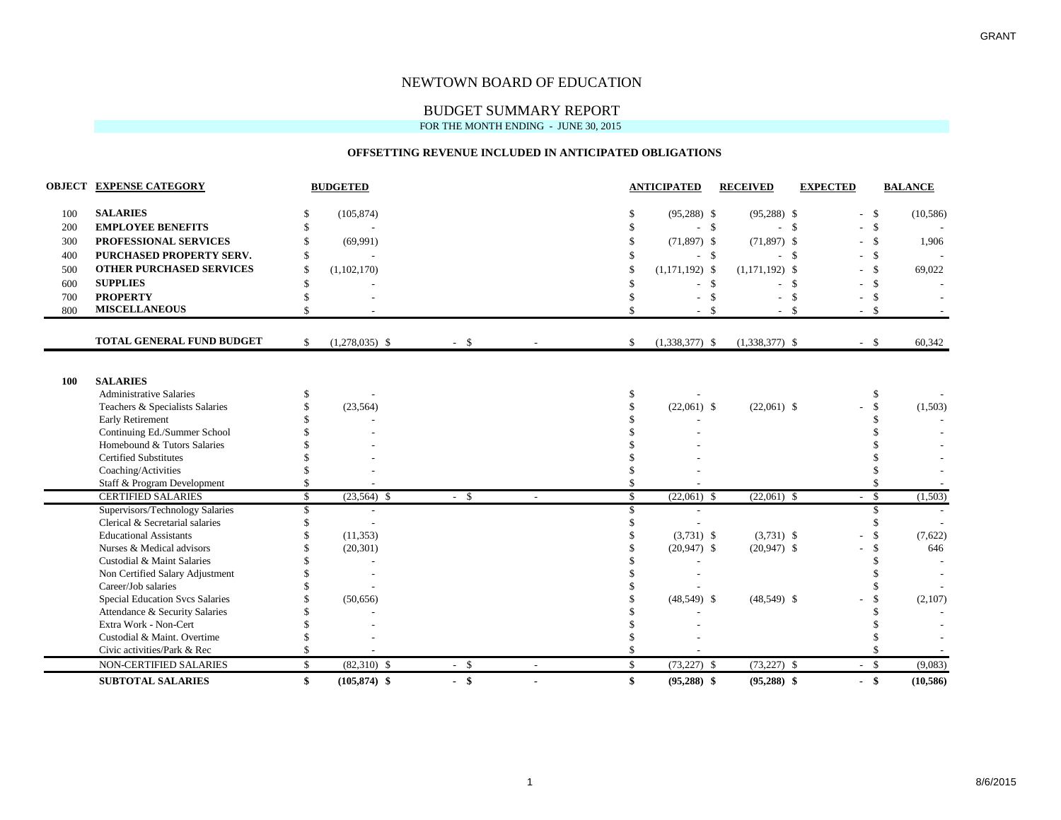GRANT

# NEWTOWN BOARD OF EDUCATION

## BUDGET SUMMARY REPORT

FOR THE MONTH ENDING - JUNE 30, 2015

### OFFSETTING REVENUE INCLUDED IN ANTICIPATED OBLIGATIONS

| OBJECT | EXPENSE CATEGORY | BUDGETED | | | ANTICIPATED | RECEIVED | EXPECTED | BALANCE |
|---|---|---|---|---|---|---|---|---|
| 100 | **SALARIES** | $ (105,874) | | | $ (95,288) | $ (95,288) | $ - | $ (10,586) |
| 200 | **EMPLOYEE BENEFITS** | $ - | | | $ - | $ - | $ - | $ - |
| 300 | **PROFESSIONAL SERVICES** | $ (69,991) | | | $ (71,897) | $ (71,897) | $ - | $ 1,906 |
| 400 | **PURCHASED PROPERTY SERV.** | $ - | | | $ - | $ - | $ - | $ - |
| 500 | **OTHER PURCHASED SERVICES** | $ (1,102,170) | | | $ (1,171,192) | $ (1,171,192) | $ - | $ 69,022 |
| 600 | **SUPPLIES** | $ - | | | $ - | $ - | $ - | $ - |
| 700 | **PROPERTY** | $ - | | | $ - | $ - | $ - | $ - |
| 800 | **MISCELLANEOUS** | $ - | | | $ - | $ - | $ - | $ - |
| | **TOTAL GENERAL FUND BUDGET** | $ (1,278,035) | $ - | $ - | $ (1,338,377) | $ (1,338,377) | $ - | $ 60,342 |
| | | | | | | | | |
| **100** | **SALARIES** | | | | | | | |
| | Administrative Salaries | $ - | | | $ - | | | $ - |
| | Teachers & Specialists Salaries | $ (23,564) | | | $ (22,061) | $ (22,061) | $ - | $ (1,503) |
| | Early Retirement | $ - | | | $ - | | | $ - |
| | Continuing Ed./Summer School | $ - | | | $ - | | | $ - |
| | Homebound & Tutors Salaries | $ - | | | $ - | | | $ - |
| | Certified Substitutes | $ - | | | $ - | | | $ - |
| | Coaching/Activities | $ - | | | $ - | | | $ - |
| | Staff & Program Development | $ - | | | $ - | | | $ - |
| | CERTIFIED SALARIES | $ (23,564) | $ - | $ - | $ (22,061) | $ (22,061) | $ - | $ (1,503) |
| | Supervisors/Technology Salaries | $ - | | | $ - | | | $ - |
| | Clerical & Secretarial salaries | $ - | | | $ - | | | $ - |
| | Educational Assistants | $ (11,353) | | | $ (3,731) | $ (3,731) | $ - | $ (7,622) |
| | Nurses & Medical advisors | $ (20,301) | | | $ (20,947) | $ (20,947) | $ - | $ 646 |
| | Custodial & Maint Salaries | $ - | | | $ - | | | $ - |
| | Non Certified Salary Adjustment | $ - | | | $ - | | | $ - |
| | Career/Job salaries | $ - | | | $ - | | | $ - |
| | Special Education Svcs Salaries | $ (50,656) | | | $ (48,549) | $ (48,549) | $ - | $ (2,107) |
| | Attendance & Security Salaries | $ - | | | $ - | | | $ - |
| | Extra Work - Non-Cert | $ - | | | $ - | | | $ - |
| | Custodial & Maint. Overtime | $ - | | | $ - | | | $ - |
| | Civic activities/Park & Rec | $ - | | | $ - | | | $ - |
| | NON-CERTIFIED SALARIES | $ (82,310) | $ - | $ - | $ (73,227) | $ (73,227) | $ - | $ (9,083) |
| | **SUBTOTAL SALARIES** | **$ (105,874)** | **$ -** | **$ -** | **$ (95,288)** | **$ (95,288)** | **$ -** | **$ (10,586)** |

8/6/2015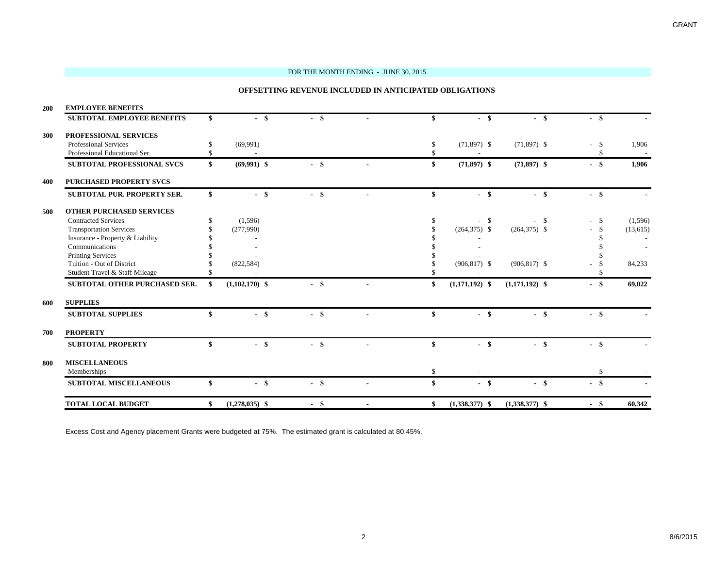GRANT

FOR THE MONTH ENDING - JUNE 30, 2015

**OFFSETTING REVENUE INCLUDED IN ANTICIPATED OBLIGATIONS**

| Code | Description | | | | | | | |
|---|---|---|---|---|---|---|---|---|
| 200 | **EMPLOYEE BENEFITS** | | | | | | | |
| | **SUBTOTAL EMPLOYEE BENEFITS** | **$ -** | **$ -** | **$ -** | **$ -** | **$ -** | **$ -** | **$ -** |
| 300 | **PROFESSIONAL SERVICES** | | | | | | | |
| | Professional Services | $ (69,991) | | | $ (71,897) | $ (71,897) | $ - | $ 1,906 |
| | Professional Educational Ser. | $ - | | | $ - | | | $ - |
| | **SUBTOTAL PROFESSIONAL SVCS** | **$ (69,991)** | **$ -** | **$ -** | **$ (71,897)** | **$ (71,897)** | **$ -** | **$ 1,906** |
| 400 | **PURCHASED PROPERTY SVCS** | | | | | | | |
| | **SUBTOTAL PUR. PROPERTY SER.** | **$ -** | **$ -** | **$ -** | **$ -** | **$ -** | **$ -** | **$ -** |
| 500 | **OTHER PURCHASED SERVICES** | | | | | | | |
| | Contracted Services | $ (1,596) | | | $ - | $ - | $ - | $ (1,596) |
| | Transportation Services | $ (277,990) | | | $ (264,375) | $ (264,375) | $ - | $ (13,615) |
| | Insurance - Property & Liability | $ - | | | $ - | | | $ - |
| | Communications | $ - | | | $ - | | | $ - |
| | Printing Services | $ - | | | $ - | | | $ - |
| | Tuition - Out of District | $ (822,584) | | | $ (906,817) | $ (906,817) | $ - | $ 84,233 |
| | Student Travel & Staff Mileage | $ - | | | $ - | | | $ - |
| | **SUBTOTAL OTHER PURCHASED SER.** | **$ (1,102,170)** | **$ -** | **$ -** | **$ (1,171,192)** | **$ (1,171,192)** | **$ -** | **$ 69,022** |
| 600 | **SUPPLIES** | | | | | | | |
| | **SUBTOTAL SUPPLIES** | **$ -** | **$ -** | **$ -** | **$ -** | **$ -** | **$ -** | **$ -** |
| 700 | **PROPERTY** | | | | | | | |
| | **SUBTOTAL PROPERTY** | **$ -** | **$ -** | **$ -** | **$ -** | **$ -** | **$ -** | **$ -** |
| 800 | **MISCELLANEOUS** | | | | | | | |
| | Memberships | | | | $ - | | | $ - |
| | **SUBTOTAL MISCELLANEOUS** | **$ -** | **$ -** | **$ -** | **$ -** | **$ -** | **$ -** | **$ -** |
| | **TOTAL LOCAL BUDGET** | **$ (1,278,035)** | **$ -** | **$ -** | **$ (1,338,377)** | **$ (1,338,377)** | **$ -** | **$ 60,342** |

Excess Cost and Agency placement Grants were budgeted at 75%. The estimated grant is calculated at 80.45%.

8/6/2015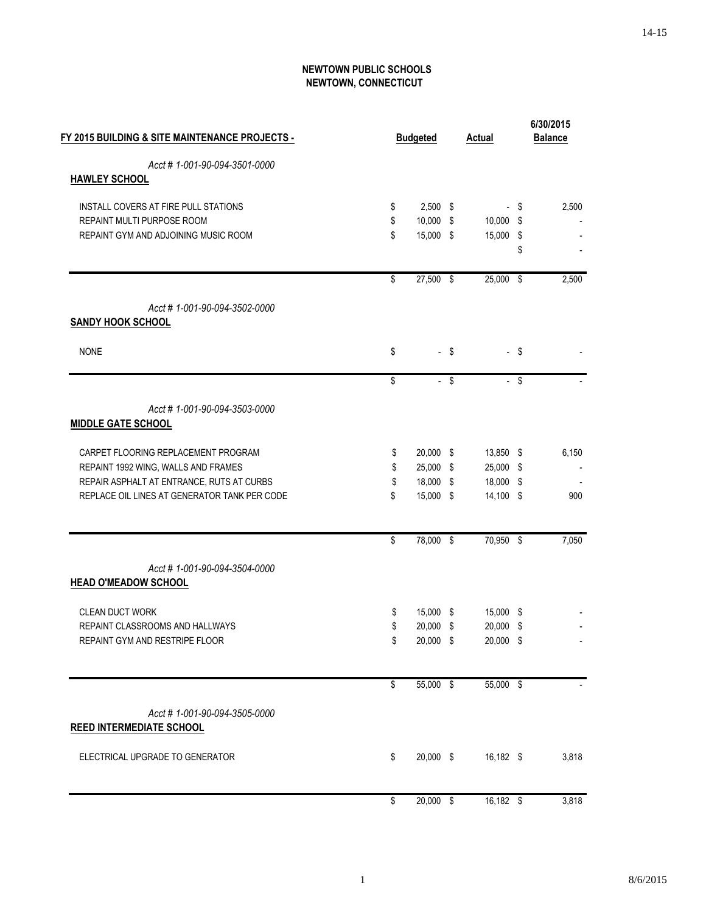**NEWTOWN PUBLIC SCHOOLS**
**NEWTOWN, CONNECTICUT**

| FY 2015 BUILDING & SITE MAINTENANCE PROJECTS - | Budgeted | Actual | 6/30/2015 Balance |
|---|---|---|---|
| *Acct # 1-001-90-094-3501-0000* | | | |
| **HAWLEY SCHOOL** | | | |
| INSTALL COVERS AT FIRE PULL STATIONS | $ 2,500 | $ - | $ 2,500 |
| REPAINT MULTI PURPOSE ROOM | $ 10,000 | $ 10,000 | $ - |
| REPAINT GYM AND ADJOINING MUSIC ROOM | $ 15,000 | $ 15,000 | $ - |
| | | | $ - |
| | $ 27,500 | $ 25,000 | $ 2,500 |
| *Acct # 1-001-90-094-3502-0000* | | | |
| **SANDY HOOK SCHOOL** | | | |
| NONE | $ - | $ - | $ - |
| | $ - | $ - | $ - |
| *Acct # 1-001-90-094-3503-0000* | | | |
| **MIDDLE GATE SCHOOL** | | | |
| CARPET FLOORING REPLACEMENT PROGRAM | $ 20,000 | $ 13,850 | $ 6,150 |
| REPAINT 1992 WING, WALLS AND FRAMES | $ 25,000 | $ 25,000 | $ - |
| REPAIR ASPHALT AT ENTRANCE, RUTS AT CURBS | $ 18,000 | $ 18,000 | $ - |
| REPLACE OIL LINES AT GENERATOR TANK PER CODE | $ 15,000 | $ 14,100 | $ 900 |
| | $ 78,000 | $ 70,950 | $ 7,050 |
| *Acct # 1-001-90-094-3504-0000* | | | |
| **HEAD O'MEADOW SCHOOL** | | | |
| CLEAN DUCT WORK | $ 15,000 | $ 15,000 | $ - |
| REPAINT CLASSROOMS AND HALLWAYS | $ 20,000 | $ 20,000 | $ - |
| REPAINT GYM AND RESTRIPE FLOOR | $ 20,000 | $ 20,000 | $ - |
| | $ 55,000 | $ 55,000 | $ - |
| *Acct # 1-001-90-094-3505-0000* | | | |
| **REED INTERMEDIATE SCHOOL** | | | |
| ELECTRICAL UPGRADE TO GENERATOR | $ 20,000 | $ 16,182 | $ 3,818 |
| | $ 20,000 | $ 16,182 | $ 3,818 |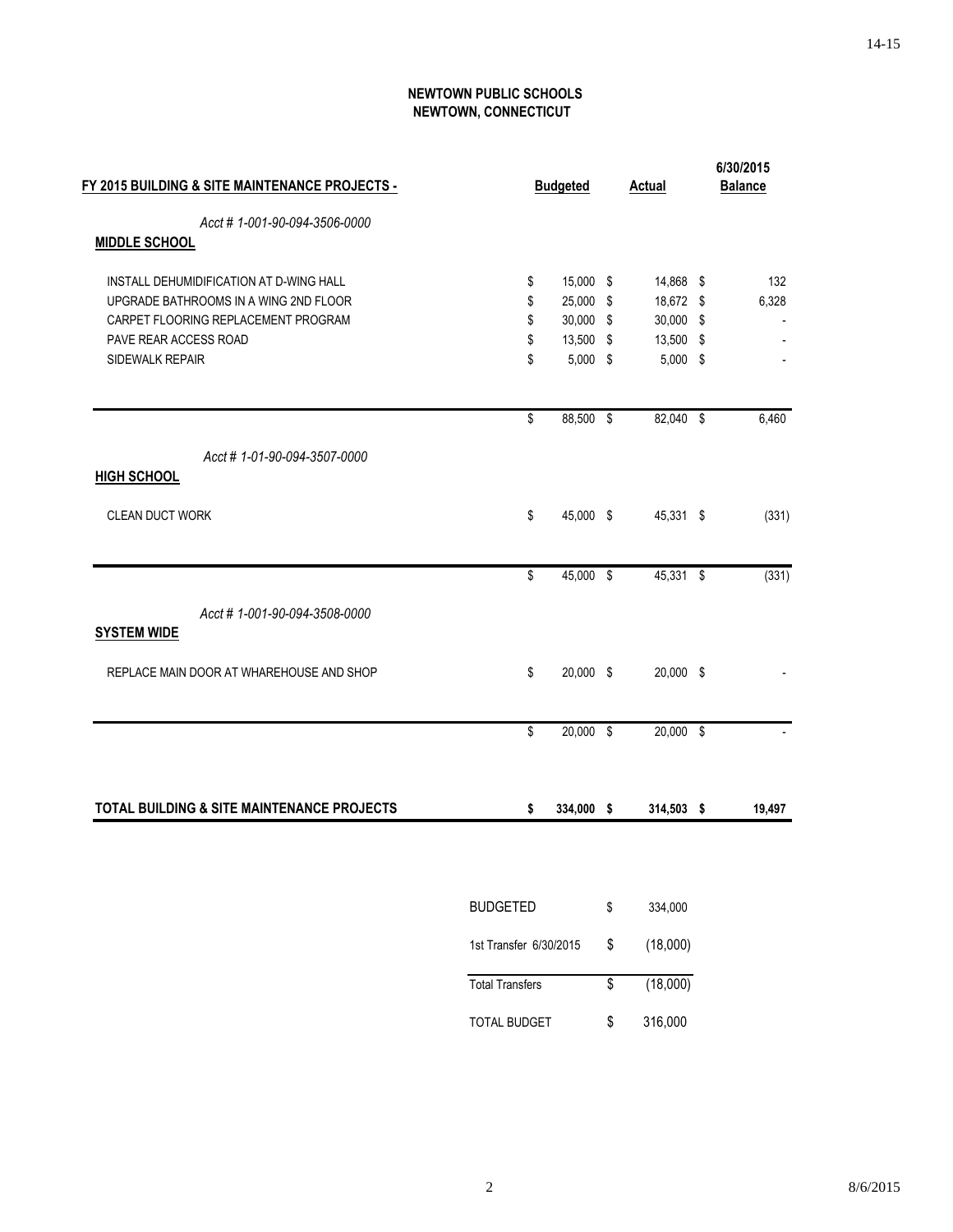**NEWTOWN PUBLIC SCHOOLS**
**NEWTOWN, CONNECTICUT**

| FY 2015 BUILDING & SITE MAINTENANCE PROJECTS - | Budgeted | Actual | 6/30/2015 Balance |
|---|---|---|---|
| *Acct # 1-001-90-094-3506-0000* | | | |
| **MIDDLE SCHOOL** | | | |
| INSTALL DEHUMIDIFICATION AT D-WING HALL | $ 15,000 | $ 14,868 | $ 132 |
| UPGRADE BATHROOMS IN A WING 2ND FLOOR | $ 25,000 | $ 18,672 | $ 6,328 |
| CARPET FLOORING REPLACEMENT PROGRAM | $ 30,000 | $ 30,000 | $ - |
| PAVE REAR ACCESS ROAD | $ 13,500 | $ 13,500 | $ - |
| SIDEWALK REPAIR | $ 5,000 | $ 5,000 | $ - |
| | $ 88,500 | $ 82,040 | $ 6,460 |
| *Acct # 1-01-90-094-3507-0000* | | | |
| **HIGH SCHOOL** | | | |
| CLEAN DUCT WORK | $ 45,000 | $ 45,331 | $ (331) |
| | $ 45,000 | $ 45,331 | $ (331) |
| *Acct # 1-001-90-094-3508-0000* | | | |
| **SYSTEM WIDE** | | | |
| REPLACE MAIN DOOR AT WHAREHOUSE AND SHOP | $ 20,000 | $ 20,000 | $ - |
| | $ 20,000 | $ 20,000 | $ - |
| **TOTAL BUILDING & SITE MAINTENANCE PROJECTS** | **$ 334,000** | **$ 314,503** | **$ 19,497** |

| | |
|---|---|
| BUDGETED | $ 334,000 |
| 1st Transfer 6/30/2015 | $ (18,000) |
| Total Transfers | $ (18,000) |
| TOTAL BUDGET | $ 316,000 |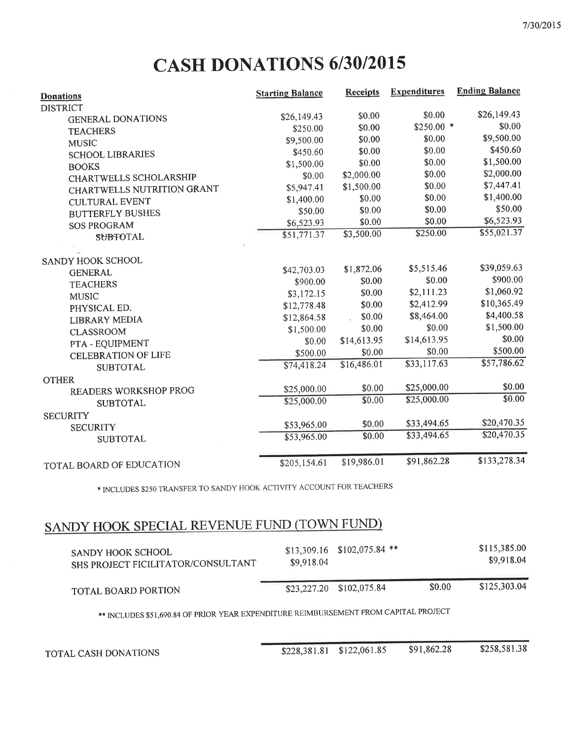# CASH DONATIONS 6/30/2015

| Donations | Starting Balance | Receipts | Expenditures | Ending Balance |
|---|---|---|---|---|
| DISTRICT | | | | |
| GENERAL DONATIONS | $26,149.43 | $0.00 | $0.00 | $26,149.43 |
| TEACHERS | $250.00 | $0.00 | $250.00 * | $0.00 |
| MUSIC | $9,500.00 | $0.00 | $0.00 | $9,500.00 |
| SCHOOL LIBRARIES | $450.60 | $0.00 | $0.00 | $450.60 |
| BOOKS | $1,500.00 | $0.00 | $0.00 | $1,500.00 |
| CHARTWELLS SCHOLARSHIP | $0.00 | $2,000.00 | $0.00 | $2,000.00 |
| CHARTWELLS NUTRITION GRANT | $5,947.41 | $1,500.00 | $0.00 | $7,447.41 |
| CULTURAL EVENT | $1,400.00 | $0.00 | $0.00 | $1,400.00 |
| BUTTERFLY BUSHES | $50.00 | $0.00 | $0.00 | $50.00 |
| SOS PROGRAM | $6,523.93 | $0.00 | $0.00 | $6,523.93 |
| SUBTOTAL | $51,771.37 | $3,500.00 | $250.00 | $55,021.37 |
| SANDY HOOK SCHOOL | | | | |
| GENERAL | $42,703.03 | $1,872.06 | $5,515.46 | $39,059.63 |
| TEACHERS | $900.00 | $0.00 | $0.00 | $900.00 |
| MUSIC | $3,172.15 | $0.00 | $2,111.23 | $1,060.92 |
| PHYSICAL ED. | $12,778.48 | $0.00 | $2,412.99 | $10,365.49 |
| LIBRARY MEDIA | $12,864.58 | $0.00 | $8,464.00 | $4,400.58 |
| CLASSROOM | $1,500.00 | $0.00 | $0.00 | $1,500.00 |
| PTA - EQUIPMENT | $0.00 | $14,613.95 | $14,613.95 | $0.00 |
| CELEBRATION OF LIFE | $500.00 | $0.00 | $0.00 | $500.00 |
| SUBTOTAL | $74,418.24 | $16,486.01 | $33,117.63 | $57,786.62 |
| OTHER | | | | |
| READERS WORKSHOP PROG | $25,000.00 | $0.00 | $25,000.00 | $0.00 |
| SUBTOTAL | $25,000.00 | $0.00 | $25,000.00 | $0.00 |
| SECURITY | | | | |
| SECURITY | $53,965.00 | $0.00 | $33,494.65 | $20,470.35 |
| SUBTOTAL | $53,965.00 | $0.00 | $33,494.65 | $20,470.35 |
| TOTAL BOARD OF EDUCATION | $205,154.61 | $19,986.01 | $91,862.28 | $133,278.34 |

* INCLUDES $250 TRANSFER TO SANDY HOOK ACTIVITY ACCOUNT FOR TEACHERS

## SANDY HOOK SPECIAL REVENUE FUND (TOWN FUND)

| | Starting Balance | Receipts | Expenditures | Ending Balance |
|---|---|---|---|---|
| SANDY HOOK SCHOOL | $13,309.16 | $102,075.84 ** | | $115,385.00 |
| SHS PROJECT FICILITATOR/CONSULTANT | $9,918.04 | | | $9,918.04 |
| TOTAL BOARD PORTION | $23,227.20 | $102,075.84 | $0.00 | $125,303.04 |

** INCLUDES $51,690.84 OF PRIOR YEAR EXPENDITURE REIMBURSEMENT FROM CAPITAL PROJECT

| | Starting Balance | Receipts | Expenditures | Ending Balance |
|---|---|---|---|---|
| TOTAL CASH DONATIONS | $228,381.81 | $122,061.85 | $91,862.28 | $258,581.38 |